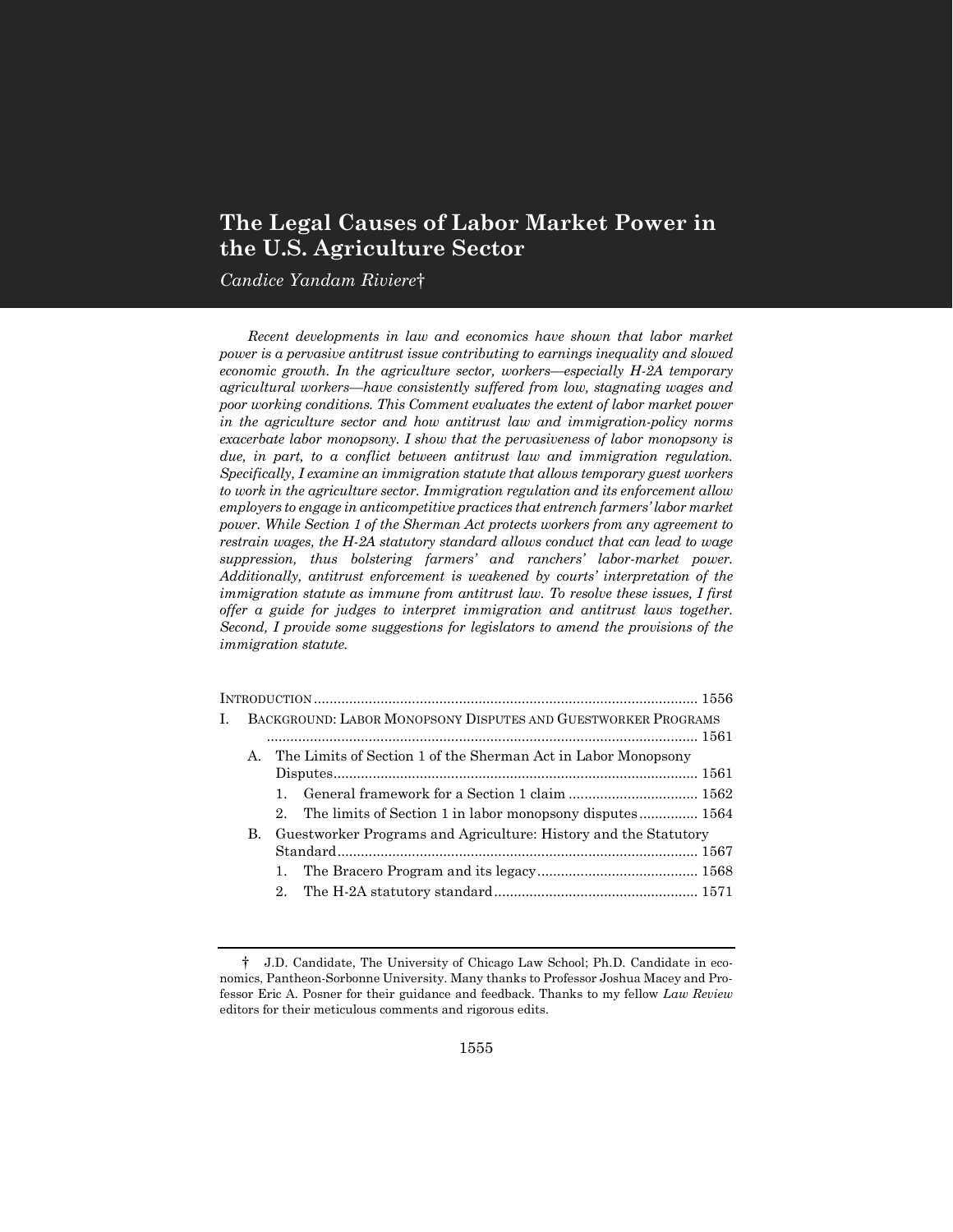# The Legal Causes of Labor Market Power in the U.S. Agriculture Sector

*Candice Yandam Riviere*†

*Recent developments in law and economics have shown that labor market power is a pervasive antitrust issue contributing to earnings inequality and slowed economic growth. In the agriculture sector, workers—especially H-2A temporary agricultural workers—have consistently suffered from low, stagnating wages and poor working conditions. This Comment evaluates the extent of labor market power in the agriculture sector and how antitrust law and immigration-policy norms exacerbate labor monopsony. I show that the pervasiveness of labor monopsony is due, in part, to a conflict between antitrust law and immigration regulation. Specifically, I examine an immigration statute that allows temporary guest workers to work in the agriculture sector. Immigration regulation and its enforcement allow employers to engage in anticompetitive practices that entrench farmers' labor market power. While Section 1 of the Sherman Act protects workers from any agreement to restrain wages, the H-2A statutory standard allows conduct that can lead to wage suppression, thus bolstering farmers' and ranchers' labor-market power. Additionally, antitrust enforcement is weakened by courts' interpretation of the immigration statute as immune from antitrust law. To resolve these issues, I first offer a guide for judges to interpret immigration and antitrust laws together. Second, I provide some suggestions for legislators to amend the provisions of the immigration statute.*

INTRODUCTION .......... 1556

I. BACKGROUND: LABOR MONOPSONY DISPUTES AND GUESTWORKER PROGRAMS .......... 1561
   - A. The Limits of Section 1 of the Sherman Act in Labor Monopsony Disputes .......... 1561
     1. General framework for a Section 1 claim .......... 1562
     2. The limits of Section 1 in labor monopsony disputes .......... 1564
   - B. Guestworker Programs and Agriculture: History and the Statutory Standard .......... 1567
     1. The Bracero Program and its legacy .......... 1568
     2. The H-2A statutory standard .......... 1571

---

† J.D. Candidate, The University of Chicago Law School; Ph.D. Candidate in economics, Pantheon-Sorbonne University. Many thanks to Professor Joshua Macey and Professor Eric A. Posner for their guidance and feedback. Thanks to my fellow *Law Review* editors for their meticulous comments and rigorous edits.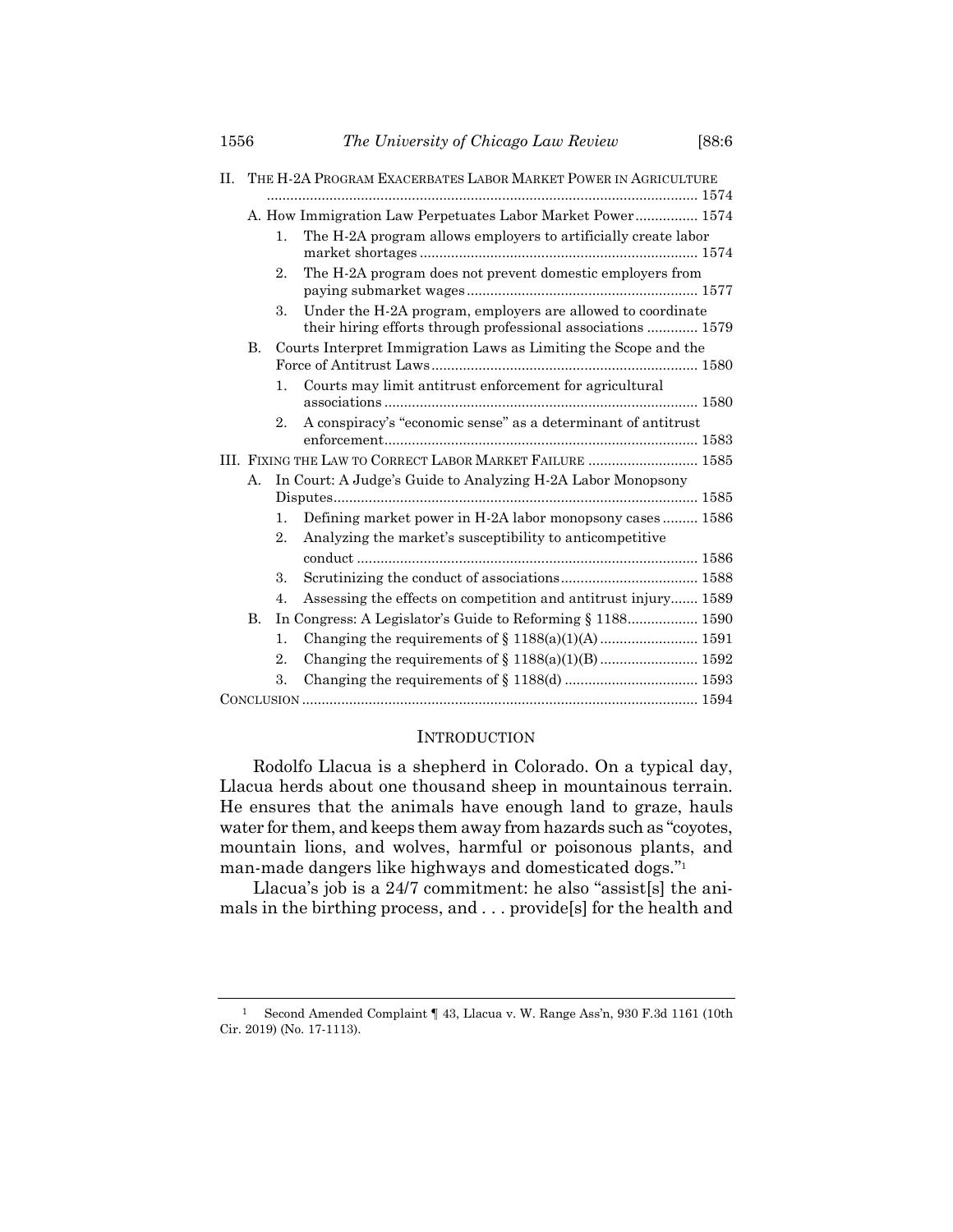II. THE H-2A PROGRAM EXACERBATES LABOR MARKET POWER IN AGRICULTURE ............................................................................................................. 1574

A. How Immigration Law Perpetuates Labor Market Power ................ 1574

1. The H-2A program allows employers to artificially create labor market shortages ...................................................................... 1574
2. The H-2A program does not prevent domestic employers from paying submarket wages ........................................................... 1577
3. Under the H-2A program, employers are allowed to coordinate their hiring efforts through professional associations ............. 1579

B. Courts Interpret Immigration Laws as Limiting the Scope and the Force of Antitrust Laws ................................................................... 1580

1. Courts may limit antitrust enforcement for agricultural associations ............................................................................... 1580
2. A conspiracy's "economic sense" as a determinant of antitrust enforcement ................................................................................ 1583

III. FIXING THE LAW TO CORRECT LABOR MARKET FAILURE ............................ 1585

A. In Court: A Judge's Guide to Analyzing H-2A Labor Monopsony Disputes ............................................................................................ 1585

1. Defining market power in H-2A labor monopsony cases ......... 1586
2. Analyzing the market's susceptibility to anticompetitive conduct ...................................................................................... 1586
3. Scrutinizing the conduct of associations .................................. 1588
4. Assessing the effects on competition and antitrust injury ....... 1589

B. In Congress: A Legislator's Guide to Reforming § 1188 .................. 1590

1. Changing the requirements of § 1188(a)(1)(A) ......................... 1591
2. Changing the requirements of § 1188(a)(1)(B) ......................... 1592
3. Changing the requirements of § 1188(d) .................................. 1593

CONCLUSION .................................................................................................... 1594

## INTRODUCTION

Rodolfo Llacua is a shepherd in Colorado. On a typical day, Llacua herds about one thousand sheep in mountainous terrain. He ensures that the animals have enough land to graze, hauls water for them, and keeps them away from hazards such as "coyotes, mountain lions, and wolves, harmful or poisonous plants, and man-made dangers like highways and domesticated dogs."[1]

Llacua's job is a 24/7 commitment: he also "assist[s] the animals in the birthing process, and . . . provide[s] for the health and

---

[1] Second Amended Complaint ¶ 43, Llacua v. W. Range Ass'n, 930 F.3d 1161 (10th Cir. 2019) (No. 17-1113).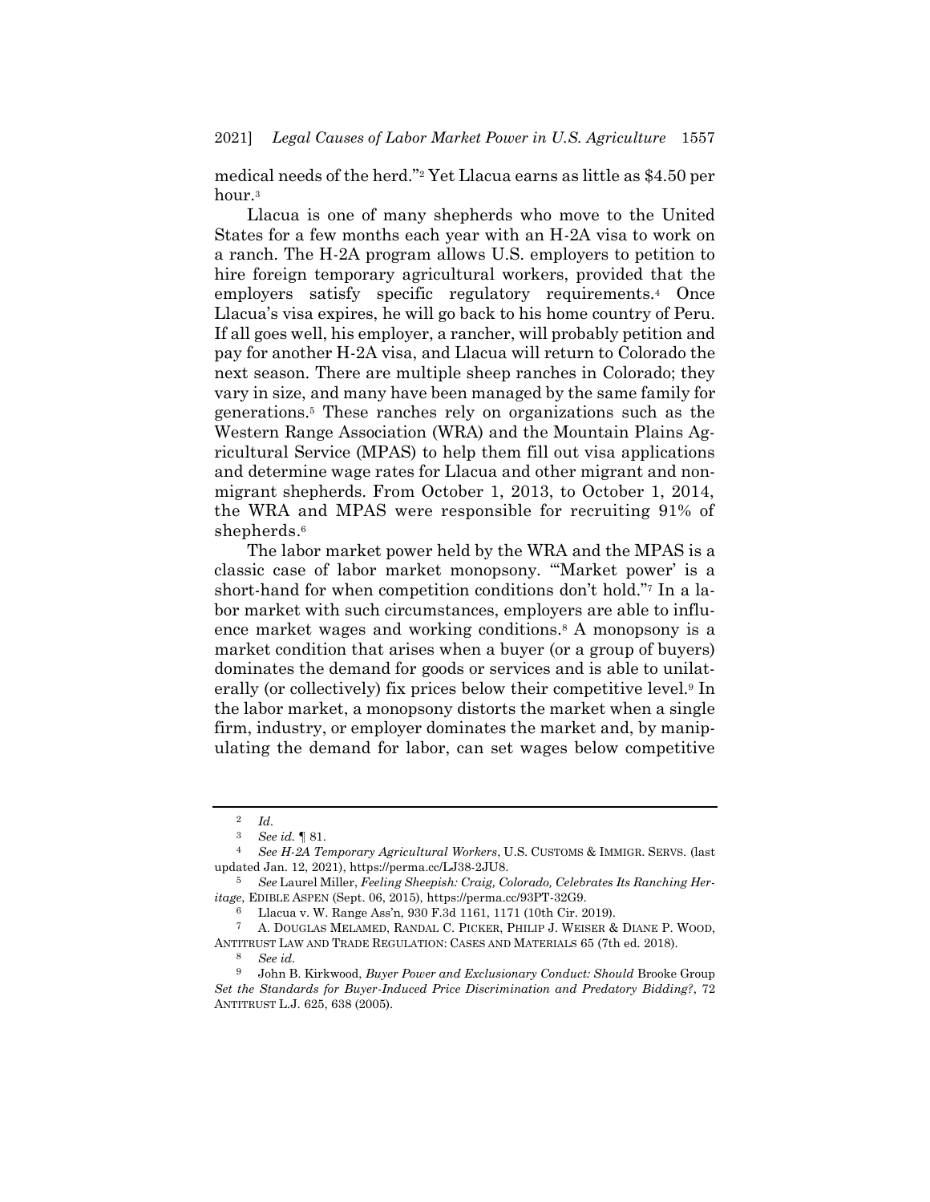medical needs of the herd."[2] Yet Llacua earns as little as $4.50 per hour.[3]

Llacua is one of many shepherds who move to the United States for a few months each year with an H-2A visa to work on a ranch. The H-2A program allows U.S. employers to petition to hire foreign temporary agricultural workers, provided that the employers satisfy specific regulatory requirements.[4] Once Llacua's visa expires, he will go back to his home country of Peru. If all goes well, his employer, a rancher, will probably petition and pay for another H-2A visa, and Llacua will return to Colorado the next season. There are multiple sheep ranches in Colorado; they vary in size, and many have been managed by the same family for generations.[5] These ranches rely on organizations such as the Western Range Association (WRA) and the Mountain Plains Agricultural Service (MPAS) to help them fill out visa applications and determine wage rates for Llacua and other migrant and nonmigrant shepherds. From October 1, 2013, to October 1, 2014, the WRA and MPAS were responsible for recruiting 91% of shepherds.[6]

The labor market power held by the WRA and the MPAS is a classic case of labor market monopsony. "'Market power' is a short-hand for when competition conditions don't hold."[7] In a labor market with such circumstances, employers are able to influence market wages and working conditions.[8] A monopsony is a market condition that arises when a buyer (or a group of buyers) dominates the demand for goods or services and is able to unilaterally (or collectively) fix prices below their competitive level.[9] In the labor market, a monopsony distorts the market when a single firm, industry, or employer dominates the market and, by manipulating the demand for labor, can set wages below competitive

---

[2] *Id.*

[3] *See id.* ¶ 81.

[4] *See H-2A Temporary Agricultural Workers*, U.S. CUSTOMS & IMMIGR. SERVS. (last updated Jan. 12, 2021), https://perma.cc/LJ38-2JU8.

[5] *See* Laurel Miller, *Feeling Sheepish: Craig, Colorado, Celebrates Its Ranching Heritage*, EDIBLE ASPEN (Sept. 06, 2015), https://perma.cc/93PT-32G9.

[6] Llacua v. W. Range Ass'n, 930 F.3d 1161, 1171 (10th Cir. 2019).

[7] A. DOUGLAS MELAMED, RANDAL C. PICKER, PHILIP J. WEISER & DIANE P. WOOD, ANTITRUST LAW AND TRADE REGULATION: CASES AND MATERIALS 65 (7th ed. 2018).

[8] *See id.*

[9] John B. Kirkwood, *Buyer Power and Exclusionary Conduct: Should* Brooke Group *Set the Standards for Buyer-Induced Price Discrimination and Predatory Bidding?*, 72 ANTITRUST L.J. 625, 638 (2005).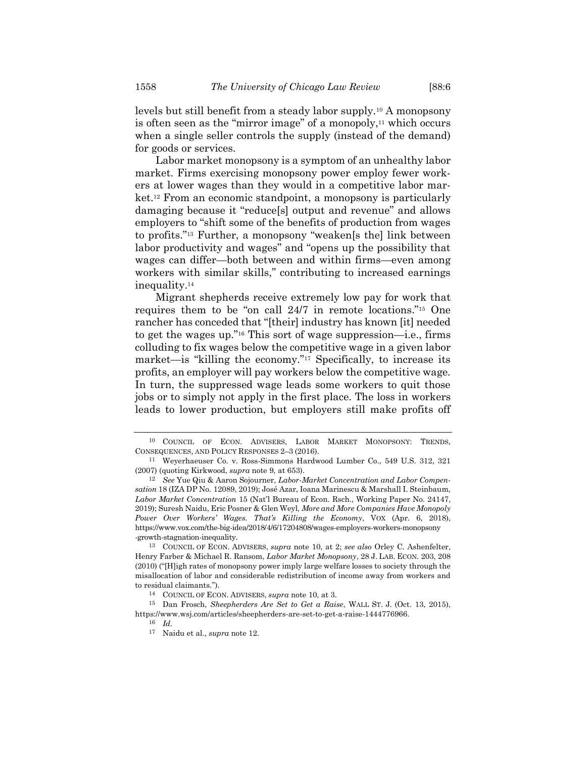levels but still benefit from a steady labor supply.[10] A monopsony is often seen as the "mirror image" of a monopoly,[11] which occurs when a single seller controls the supply (instead of the demand) for goods or services.

Labor market monopsony is a symptom of an unhealthy labor market. Firms exercising monopsony power employ fewer workers at lower wages than they would in a competitive labor market.[12] From an economic standpoint, a monopsony is particularly damaging because it "reduce[s] output and revenue" and allows employers to "shift some of the benefits of production from wages to profits."[13] Further, a monopsony "weaken[s the] link between labor productivity and wages" and "opens up the possibility that wages can differ—both between and within firms—even among workers with similar skills," contributing to increased earnings inequality.[14]

Migrant shepherds receive extremely low pay for work that requires them to be "on call 24/7 in remote locations."[15] One rancher has conceded that "[their] industry has known [it] needed to get the wages up."[16] This sort of wage suppression—i.e., firms colluding to fix wages below the competitive wage in a given labor market—is "killing the economy."[17] Specifically, to increase its profits, an employer will pay workers below the competitive wage. In turn, the suppressed wage leads some workers to quit those jobs or to simply not apply in the first place. The loss in workers leads to lower production, but employers still make profits off

---

[10] COUNCIL OF ECON. ADVISERS, LABOR MARKET MONOPSONY: TRENDS, CONSEQUENCES, AND POLICY RESPONSES 2–3 (2016).

[11] Weyerhaeuser Co. v. Ross-Simmons Hardwood Lumber Co., 549 U.S. 312, 321 (2007) (quoting Kirkwood, *supra* note 9, at 653).

[12] *See* Yue Qiu & Aaron Sojourner, *Labor-Market Concentration and Labor Compensation* 18 (IZA DP No. 12089, 2019); José Azar, Ioana Marinescu & Marshall I. Steinbaum, *Labor Market Concentration* 15 (Nat'l Bureau of Econ. Rsch., Working Paper No. 24147, 2019); Suresh Naidu, Eric Posner & Glen Weyl, *More and More Companies Have Monopoly Power Over Workers' Wages. That's Killing the Economy*, VOX (Apr. 6, 2018), https://www.vox.com/the-big-idea/2018/4/6/17204808/wages-employers-workers-monopsony-growth-stagnation-inequality.

[13] COUNCIL OF ECON. ADVISERS, *supra* note 10, at 2; *see also* Orley C. Ashenfelter, Henry Farber & Michael R. Ransom, *Labor Market Monopsony*, 28 J. LAB. ECON. 203, 208 (2010) ("[H]igh rates of monopsony power imply large welfare losses to society through the misallocation of labor and considerable redistribution of income away from workers and to residual claimants.").

[14] COUNCIL OF ECON. ADVISERS, *supra* note 10, at 3.

[15] Dan Frosch, *Sheepherders Are Set to Get a Raise*, WALL ST. J. (Oct. 13, 2015), https://www.wsj.com/articles/sheepherders-are-set-to-get-a-raise-1444776966.

[16] *Id.*

[17] Naidu et al., *supra* note 12.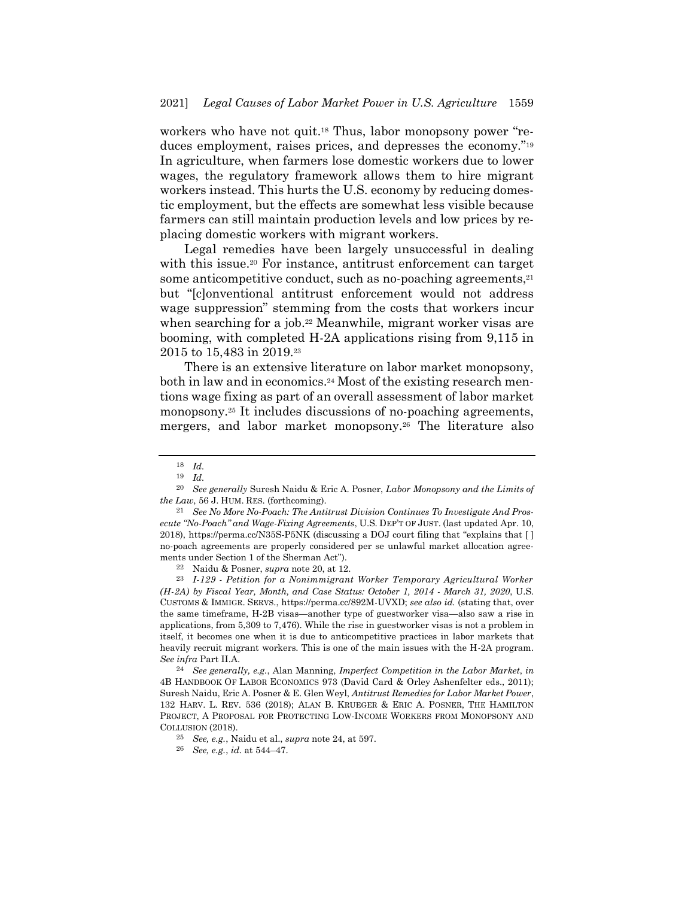workers who have not quit.[18] Thus, labor monopsony power "reduces employment, raises prices, and depresses the economy."[19] In agriculture, when farmers lose domestic workers due to lower wages, the regulatory framework allows them to hire migrant workers instead. This hurts the U.S. economy by reducing domestic employment, but the effects are somewhat less visible because farmers can still maintain production levels and low prices by replacing domestic workers with migrant workers.

Legal remedies have been largely unsuccessful in dealing with this issue.[20] For instance, antitrust enforcement can target some anticompetitive conduct, such as no-poaching agreements,[21] but "[c]onventional antitrust enforcement would not address wage suppression" stemming from the costs that workers incur when searching for a job.[22] Meanwhile, migrant worker visas are booming, with completed H-2A applications rising from 9,115 in 2015 to 15,483 in 2019.[23]

There is an extensive literature on labor market monopsony, both in law and in economics.[24] Most of the existing research mentions wage fixing as part of an overall assessment of labor market monopsony.[25] It includes discussions of no-poaching agreements, mergers, and labor market monopsony.[26] The literature also

---

[18] *Id.*

[19] *Id.*

[20] *See generally* Suresh Naidu & Eric A. Posner, *Labor Monopsony and the Limits of the Law*, 56 J. HUM. RES. (forthcoming).

[21] *See No More No-Poach: The Antitrust Division Continues To Investigate And Prosecute "No-Poach" and Wage-Fixing Agreements*, U.S. DEP'T OF JUST. (last updated Apr. 10, 2018), https://perma.cc/N35S-P5NK (discussing a DOJ court filing that "explains that [ ] no-poach agreements are properly considered per se unlawful market allocation agreements under Section 1 of the Sherman Act").

[22] Naidu & Posner, *supra* note 20, at 12.

[23] *I-129 - Petition for a Nonimmigrant Worker Temporary Agricultural Worker (H-2A) by Fiscal Year, Month, and Case Status: October 1, 2014 - March 31, 2020*, U.S. CUSTOMS & IMMIGR. SERVS., https://perma.cc/892M-UVXD; *see also id.* (stating that, over the same timeframe, H-2B visas—another type of guestworker visa—also saw a rise in applications, from 5,309 to 7,476). While the rise in guestworker visas is not a problem in itself, it becomes one when it is due to anticompetitive practices in labor markets that heavily recruit migrant workers. This is one of the main issues with the H-2A program. *See infra* Part II.A.

[24] *See generally, e.g.*, Alan Manning, *Imperfect Competition in the Labor Market*, *in* 4B HANDBOOK OF LABOR ECONOMICS 973 (David Card & Orley Ashenfelter eds., 2011); Suresh Naidu, Eric A. Posner & E. Glen Weyl, *Antitrust Remedies for Labor Market Power*, 132 HARV. L. REV. 536 (2018); ALAN B. KRUEGER & ERIC A. POSNER, THE HAMILTON PROJECT, A PROPOSAL FOR PROTECTING LOW-INCOME WORKERS FROM MONOPSONY AND COLLUSION (2018).

[25] *See, e.g.*, Naidu et al., *supra* note 24, at 597.

[26] *See, e.g.*, *id.* at 544–47.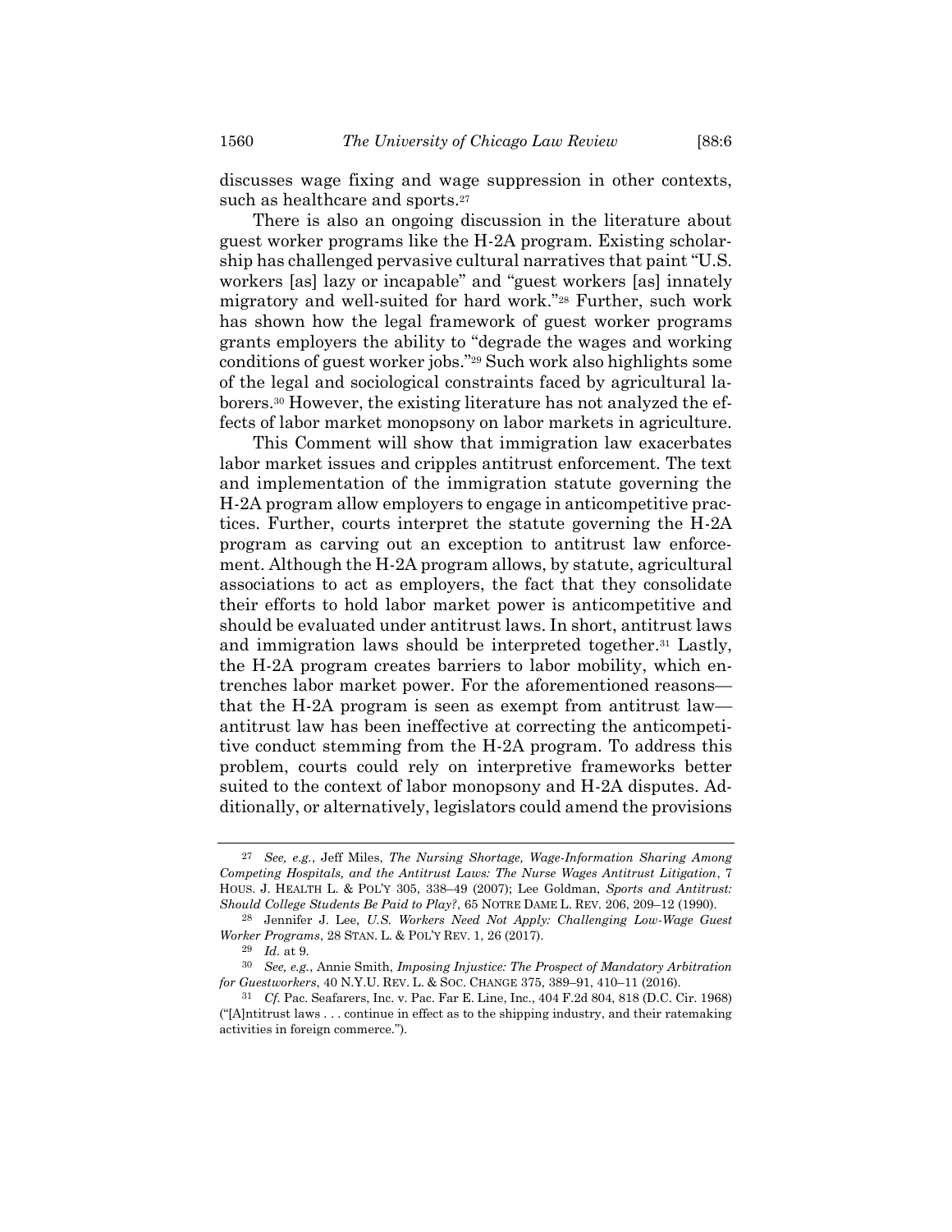discusses wage fixing and wage suppression in other contexts, such as healthcare and sports.[27]

There is also an ongoing discussion in the literature about guest worker programs like the H-2A program. Existing scholarship has challenged pervasive cultural narratives that paint "U.S. workers [as] lazy or incapable" and "guest workers [as] innately migratory and well-suited for hard work."[28] Further, such work has shown how the legal framework of guest worker programs grants employers the ability to "degrade the wages and working conditions of guest worker jobs."[29] Such work also highlights some of the legal and sociological constraints faced by agricultural laborers.[30] However, the existing literature has not analyzed the effects of labor market monopsony on labor markets in agriculture.

This Comment will show that immigration law exacerbates labor market issues and cripples antitrust enforcement. The text and implementation of the immigration statute governing the H-2A program allow employers to engage in anticompetitive practices. Further, courts interpret the statute governing the H-2A program as carving out an exception to antitrust law enforcement. Although the H-2A program allows, by statute, agricultural associations to act as employers, the fact that they consolidate their efforts to hold labor market power is anticompetitive and should be evaluated under antitrust laws. In short, antitrust laws and immigration laws should be interpreted together.[31] Lastly, the H-2A program creates barriers to labor mobility, which entrenches labor market power. For the aforementioned reasons—that the H-2A program is seen as exempt from antitrust law—antitrust law has been ineffective at correcting the anticompetitive conduct stemming from the H-2A program. To address this problem, courts could rely on interpretive frameworks better suited to the context of labor monopsony and H-2A disputes. Additionally, or alternatively, legislators could amend the provisions

---

[27] *See, e.g.*, Jeff Miles, *The Nursing Shortage, Wage-Information Sharing Among Competing Hospitals, and the Antitrust Laws: The Nurse Wages Antitrust Litigation*, 7 HOUS. J. HEALTH L. & POL'Y 305, 338–49 (2007); Lee Goldman, *Sports and Antitrust: Should College Students Be Paid to Play?*, 65 NOTRE DAME L. REV. 206, 209–12 (1990).

[28] Jennifer J. Lee, *U.S. Workers Need Not Apply: Challenging Low-Wage Guest Worker Programs*, 28 STAN. L. & POL'Y REV. 1, 26 (2017).

[29] *Id.* at 9.

[30] *See, e.g.*, Annie Smith, *Imposing Injustice: The Prospect of Mandatory Arbitration for Guestworkers*, 40 N.Y.U. REV. L. & SOC. CHANGE 375, 389–91, 410–11 (2016).

[31] *Cf.* Pac. Seafarers, Inc. v. Pac. Far E. Line, Inc., 404 F.2d 804, 818 (D.C. Cir. 1968) ("[A]ntitrust laws . . . continue in effect as to the shipping industry, and their ratemaking activities in foreign commerce.").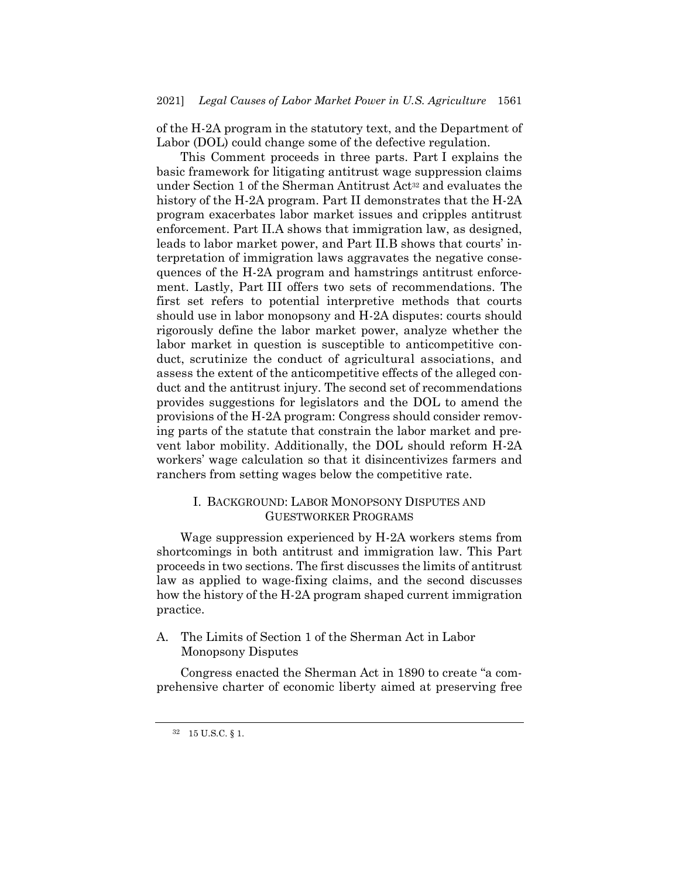of the H-2A program in the statutory text, and the Department of Labor (DOL) could change some of the defective regulation.

This Comment proceeds in three parts. Part I explains the basic framework for litigating antitrust wage suppression claims under Section 1 of the Sherman Antitrust Act[32] and evaluates the history of the H-2A program. Part II demonstrates that the H-2A program exacerbates labor market issues and cripples antitrust enforcement. Part II.A shows that immigration law, as designed, leads to labor market power, and Part II.B shows that courts' interpretation of immigration laws aggravates the negative consequences of the H-2A program and hamstrings antitrust enforcement. Lastly, Part III offers two sets of recommendations. The first set refers to potential interpretive methods that courts should use in labor monopsony and H-2A disputes: courts should rigorously define the labor market power, analyze whether the labor market in question is susceptible to anticompetitive conduct, scrutinize the conduct of agricultural associations, and assess the extent of the anticompetitive effects of the alleged conduct and the antitrust injury. The second set of recommendations provides suggestions for legislators and the DOL to amend the provisions of the H-2A program: Congress should consider removing parts of the statute that constrain the labor market and prevent labor mobility. Additionally, the DOL should reform H-2A workers' wage calculation so that it disincentivizes farmers and ranchers from setting wages below the competitive rate.

## I. Background: Labor Monopsony Disputes and Guestworker Programs

Wage suppression experienced by H-2A workers stems from shortcomings in both antitrust and immigration law. This Part proceeds in two sections. The first discusses the limits of antitrust law as applied to wage-fixing claims, and the second discusses how the history of the H-2A program shaped current immigration practice.

### A. The Limits of Section 1 of the Sherman Act in Labor Monopsony Disputes

Congress enacted the Sherman Act in 1890 to create "a comprehensive charter of economic liberty aimed at preserving free

---

[32] 15 U.S.C. § 1.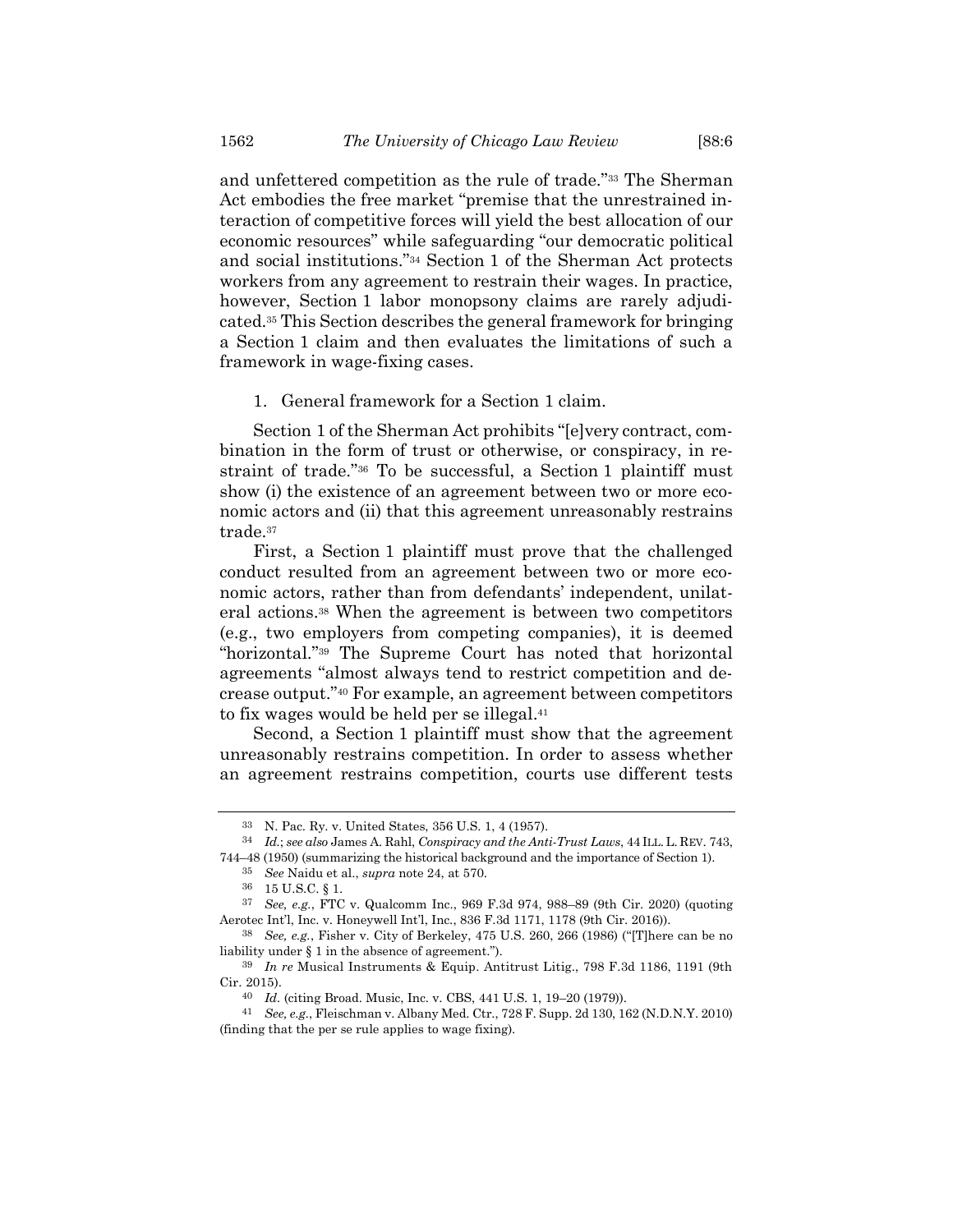and unfettered competition as the rule of trade."[33] The Sherman Act embodies the free market "premise that the unrestrained interaction of competitive forces will yield the best allocation of our economic resources" while safeguarding "our democratic political and social institutions."[34] Section 1 of the Sherman Act protects workers from any agreement to restrain their wages. In practice, however, Section 1 labor monopsony claims are rarely adjudicated.[35] This Section describes the general framework for bringing a Section 1 claim and then evaluates the limitations of such a framework in wage-fixing cases.

1. General framework for a Section 1 claim.

Section 1 of the Sherman Act prohibits "[e]very contract, combination in the form of trust or otherwise, or conspiracy, in restraint of trade."[36] To be successful, a Section 1 plaintiff must show (i) the existence of an agreement between two or more economic actors and (ii) that this agreement unreasonably restrains trade.[37]

First, a Section 1 plaintiff must prove that the challenged conduct resulted from an agreement between two or more economic actors, rather than from defendants' independent, unilateral actions.[38] When the agreement is between two competitors (e.g., two employers from competing companies), it is deemed "horizontal."[39] The Supreme Court has noted that horizontal agreements "almost always tend to restrict competition and decrease output."[40] For example, an agreement between competitors to fix wages would be held per se illegal.[41]

Second, a Section 1 plaintiff must show that the agreement unreasonably restrains competition. In order to assess whether an agreement restrains competition, courts use different tests

---

[33] N. Pac. Ry. v. United States, 356 U.S. 1, 4 (1957).

[34] *Id.*; *see also* James A. Rahl, *Conspiracy and the Anti-Trust Laws*, 44 ILL. L. REV. 743, 744–48 (1950) (summarizing the historical background and the importance of Section 1).

[35] *See* Naidu et al., *supra* note 24, at 570.

[36] 15 U.S.C. § 1.

[37] *See, e.g.*, FTC v. Qualcomm Inc., 969 F.3d 974, 988–89 (9th Cir. 2020) (quoting Aerotec Int'l, Inc. v. Honeywell Int'l, Inc., 836 F.3d 1171, 1178 (9th Cir. 2016)).

[38] *See, e.g.*, Fisher v. City of Berkeley, 475 U.S. 260, 266 (1986) ("[T]here can be no liability under § 1 in the absence of agreement.").

[39] *In re* Musical Instruments & Equip. Antitrust Litig., 798 F.3d 1186, 1191 (9th Cir. 2015).

[40] *Id.* (citing Broad. Music, Inc. v. CBS, 441 U.S. 1, 19–20 (1979)).

[41] *See, e.g.*, Fleischman v. Albany Med. Ctr., 728 F. Supp. 2d 130, 162 (N.D.N.Y. 2010) (finding that the per se rule applies to wage fixing).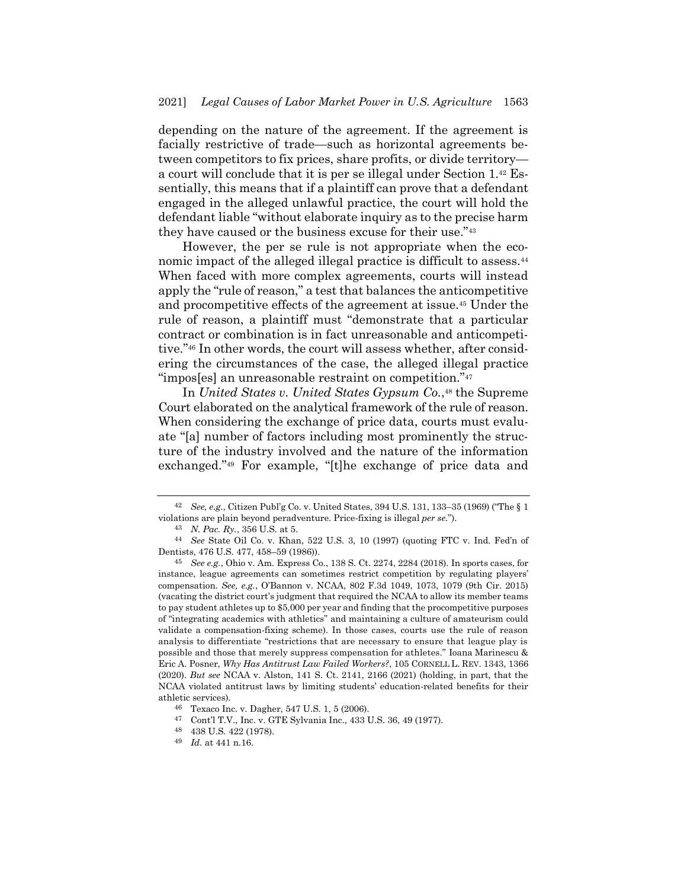depending on the nature of the agreement. If the agreement is facially restrictive of trade—such as horizontal agreements between competitors to fix prices, share profits, or divide territory—a court will conclude that it is per se illegal under Section 1.[42] Essentially, this means that if a plaintiff can prove that a defendant engaged in the alleged unlawful practice, the court will hold the defendant liable "without elaborate inquiry as to the precise harm they have caused or the business excuse for their use."[43]

However, the per se rule is not appropriate when the economic impact of the alleged illegal practice is difficult to assess.[44] When faced with more complex agreements, courts will instead apply the "rule of reason," a test that balances the anticompetitive and procompetitive effects of the agreement at issue.[45] Under the rule of reason, a plaintiff must "demonstrate that a particular contract or combination is in fact unreasonable and anticompetitive."[46] In other words, the court will assess whether, after considering the circumstances of the case, the alleged illegal practice "impos[es] an unreasonable restraint on competition."[47]

In *United States v. United States Gypsum Co.*,[48] the Supreme Court elaborated on the analytical framework of the rule of reason. When considering the exchange of price data, courts must evaluate "[a] number of factors including most prominently the structure of the industry involved and the nature of the information exchanged."[49] For example, "[t]he exchange of price data and

---

[42] *See, e.g.*, Citizen Publ'g Co. v. United States, 394 U.S. 131, 133–35 (1969) ("The § 1 violations are plain beyond peradventure. Price-fixing is illegal *per se*.").

[43] *N. Pac. Ry.*, 356 U.S. at 5.

[44] *See* State Oil Co. v. Khan, 522 U.S. 3, 10 (1997) (quoting FTC v. Ind. Fed'n of Dentists, 476 U.S. 477, 458–59 (1986)).

[45] *See e.g.*, Ohio v. Am. Express Co., 138 S. Ct. 2274, 2284 (2018). In sports cases, for instance, league agreements can sometimes restrict competition by regulating players' compensation. *See, e.g.*, O'Bannon v. NCAA, 802 F.3d 1049, 1073, 1079 (9th Cir. 2015) (vacating the district court's judgment that required the NCAA to allow its member teams to pay student athletes up to $5,000 per year and finding that the procompetitive purposes of "integrating academics with athletics" and maintaining a culture of amateurism could validate a compensation-fixing scheme). In those cases, courts use the rule of reason analysis to differentiate "restrictions that are necessary to ensure that league play is possible and those that merely suppress compensation for athletes." Ioana Marinescu & Eric A. Posner, *Why Has Antitrust Law Failed Workers?*, 105 CORNELL L. REV. 1343, 1366 (2020). *But see* NCAA v. Alston, 141 S. Ct. 2141, 2166 (2021) (holding, in part, that the NCAA violated antitrust laws by limiting students' education-related benefits for their athletic services).

[46] Texaco Inc. v. Dagher, 547 U.S. 1, 5 (2006).

[47] Cont'l T.V., Inc. v. GTE Sylvania Inc., 433 U.S. 36, 49 (1977).

[48] 438 U.S. 422 (1978).

[49] *Id.* at 441 n.16.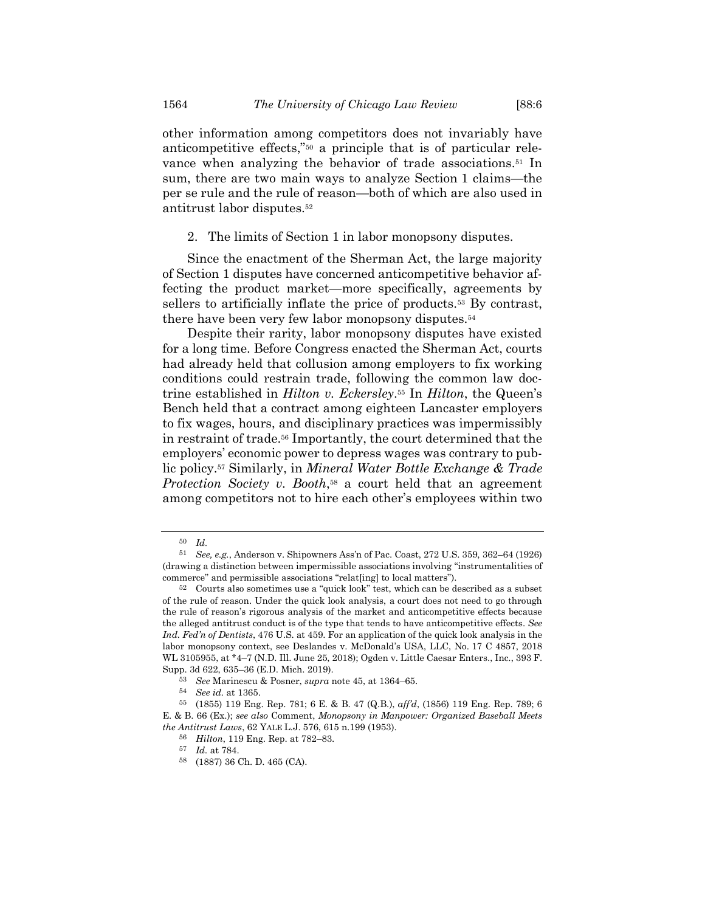other information among competitors does not invariably have anticompetitive effects,"[50] a principle that is of particular relevance when analyzing the behavior of trade associations.[51] In sum, there are two main ways to analyze Section 1 claims—the per se rule and the rule of reason—both of which are also used in antitrust labor disputes.[52]

### 2. The limits of Section 1 in labor monopsony disputes.

Since the enactment of the Sherman Act, the large majority of Section 1 disputes have concerned anticompetitive behavior affecting the product market—more specifically, agreements by sellers to artificially inflate the price of products.[53] By contrast, there have been very few labor monopsony disputes.[54]

Despite their rarity, labor monopsony disputes have existed for a long time. Before Congress enacted the Sherman Act, courts had already held that collusion among employers to fix working conditions could restrain trade, following the common law doctrine established in *Hilton v. Eckersley*.[55] In *Hilton*, the Queen's Bench held that a contract among eighteen Lancaster employers to fix wages, hours, and disciplinary practices was impermissibly in restraint of trade.[56] Importantly, the court determined that the employers' economic power to depress wages was contrary to public policy.[57] Similarly, in *Mineral Water Bottle Exchange & Trade Protection Society v. Booth*,[58] a court held that an agreement among competitors not to hire each other's employees within two

---

[50] *Id.*

[51] *See, e.g.*, Anderson v. Shipowners Ass'n of Pac. Coast, 272 U.S. 359, 362–64 (1926) (drawing a distinction between impermissible associations involving "instrumentalities of commerce" and permissible associations "relat[ing] to local matters").

[52] Courts also sometimes use a "quick look" test, which can be described as a subset of the rule of reason. Under the quick look analysis, a court does not need to go through the rule of reason's rigorous analysis of the market and anticompetitive effects because the alleged antitrust conduct is of the type that tends to have anticompetitive effects. *See Ind. Fed'n of Dentists*, 476 U.S. at 459. For an application of the quick look analysis in the labor monopsony context, see Deslandes v. McDonald's USA, LLC, No. 17 C 4857, 2018 WL 3105955, at *4–7 (N.D. Ill. June 25, 2018); Ogden v. Little Caesar Enters., Inc., 393 F. Supp. 3d 622, 635–36 (E.D. Mich. 2019).

[53] *See* Marinescu & Posner, *supra* note 45, at 1364–65.

[54] *See id.* at 1365.

[55] (1855) 119 Eng. Rep. 781; 6 E. & B. 47 (Q.B.), *aff'd*, (1856) 119 Eng. Rep. 789; 6 E. & B. 66 (Ex.); *see also* Comment, *Monopsony in Manpower: Organized Baseball Meets the Antitrust Laws*, 62 YALE L.J. 576, 615 n.199 (1953).

[56] *Hilton*, 119 Eng. Rep. at 782–83.

[57] *Id.* at 784.

[58] (1887) 36 Ch. D. 465 (CA).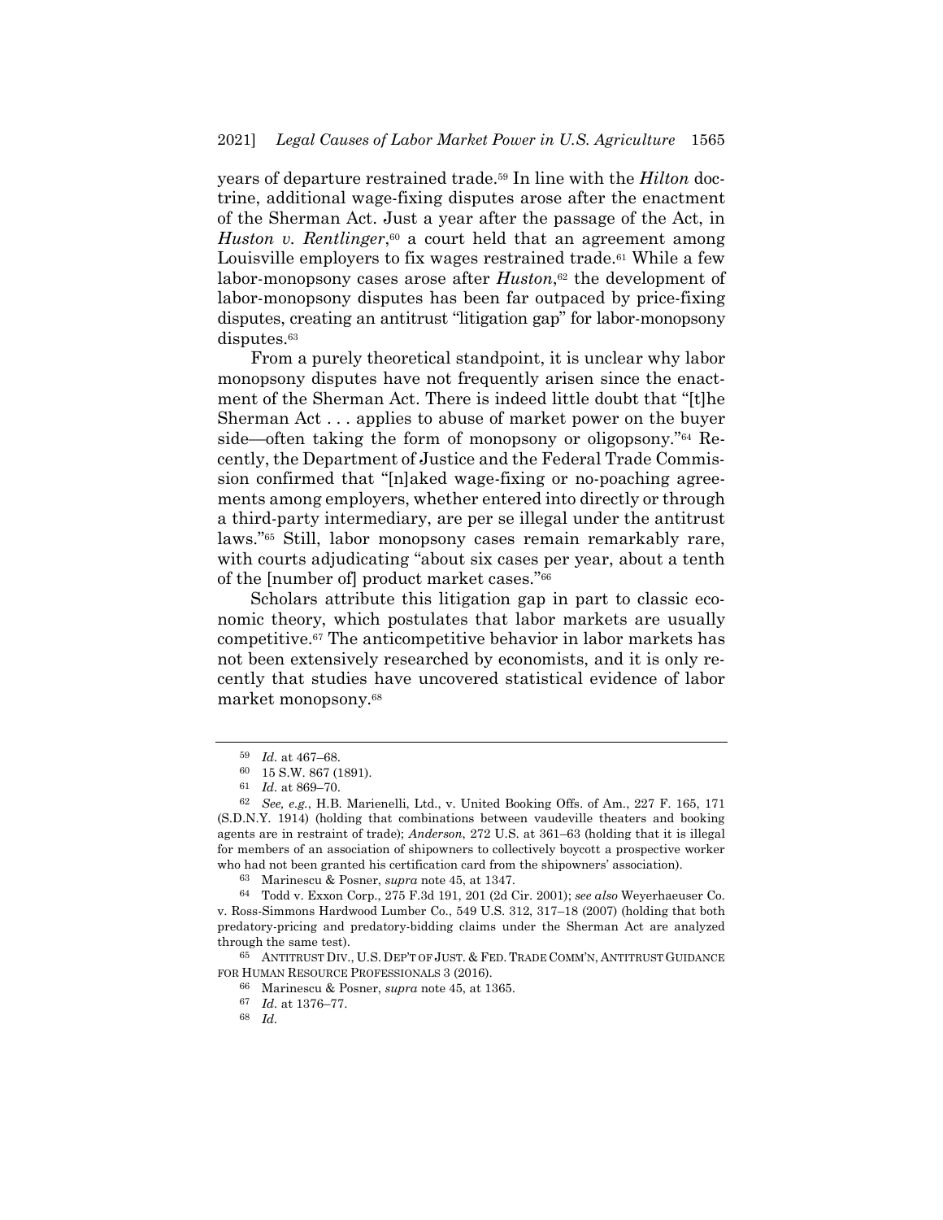years of departure restrained trade.[59] In line with the *Hilton* doctrine, additional wage-fixing disputes arose after the enactment of the Sherman Act. Just a year after the passage of the Act, in *Huston v. Rentlinger*,[60] a court held that an agreement among Louisville employers to fix wages restrained trade.[61] While a few labor-monopsony cases arose after *Huston*,[62] the development of labor-monopsony disputes has been far outpaced by price-fixing disputes, creating an antitrust "litigation gap" for labor-monopsony disputes.[63]

From a purely theoretical standpoint, it is unclear why labor monopsony disputes have not frequently arisen since the enactment of the Sherman Act. There is indeed little doubt that "[t]he Sherman Act . . . applies to abuse of market power on the buyer side—often taking the form of monopsony or oligopsony."[64] Recently, the Department of Justice and the Federal Trade Commission confirmed that "[n]aked wage-fixing or no-poaching agreements among employers, whether entered into directly or through a third-party intermediary, are per se illegal under the antitrust laws."[65] Still, labor monopsony cases remain remarkably rare, with courts adjudicating "about six cases per year, about a tenth of the [number of] product market cases."[66]

Scholars attribute this litigation gap in part to classic economic theory, which postulates that labor markets are usually competitive.[67] The anticompetitive behavior in labor markets has not been extensively researched by economists, and it is only recently that studies have uncovered statistical evidence of labor market monopsony.[68]

---

59 *Id.* at 467–68.

60 15 S.W. 867 (1891).

61 *Id.* at 869–70.

62 *See, e.g.*, H.B. Marienelli, Ltd., v. United Booking Offs. of Am., 227 F. 165, 171 (S.D.N.Y. 1914) (holding that combinations between vaudeville theaters and booking agents are in restraint of trade); *Anderson*, 272 U.S. at 361–63 (holding that it is illegal for members of an association of shipowners to collectively boycott a prospective worker who had not been granted his certification card from the shipowners' association).

63 Marinescu & Posner, *supra* note 45, at 1347.

64 Todd v. Exxon Corp., 275 F.3d 191, 201 (2d Cir. 2001); *see also* Weyerhaeuser Co. v. Ross-Simmons Hardwood Lumber Co., 549 U.S. 312, 317–18 (2007) (holding that both predatory-pricing and predatory-bidding claims under the Sherman Act are analyzed through the same test).

65 ANTITRUST DIV., U.S. DEP'T OF JUST. & FED. TRADE COMM'N, ANTITRUST GUIDANCE FOR HUMAN RESOURCE PROFESSIONALS 3 (2016).

66 Marinescu & Posner, *supra* note 45, at 1365.

67 *Id.* at 1376–77.

68 *Id.*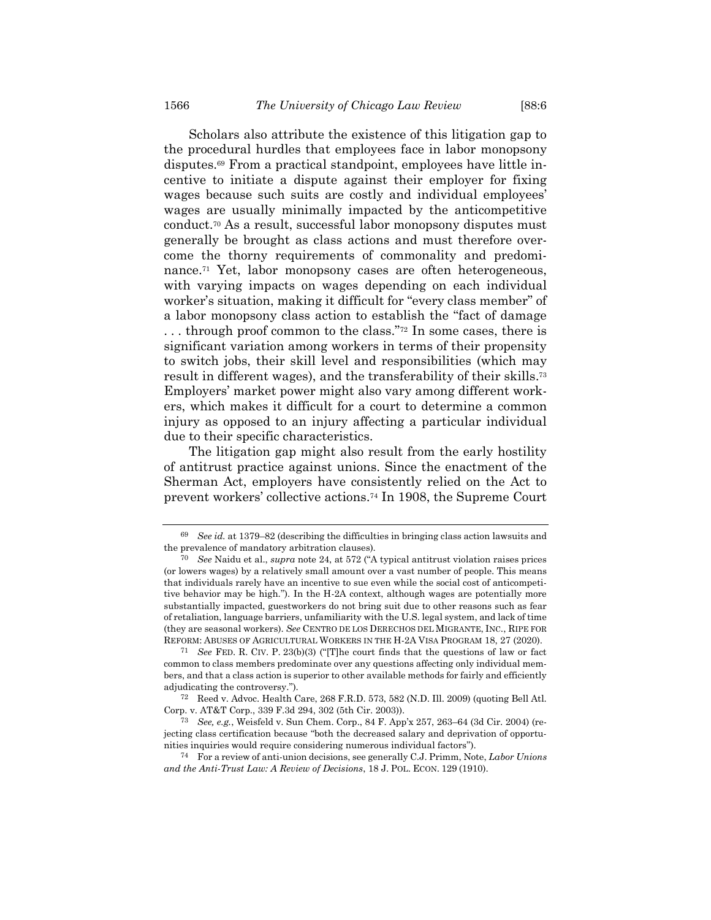Scholars also attribute the existence of this litigation gap to the procedural hurdles that employees face in labor monopsony disputes.[69] From a practical standpoint, employees have little incentive to initiate a dispute against their employer for fixing wages because such suits are costly and individual employees' wages are usually minimally impacted by the anticompetitive conduct.[70] As a result, successful labor monopsony disputes must generally be brought as class actions and must therefore overcome the thorny requirements of commonality and predominance.[71] Yet, labor monopsony cases are often heterogeneous, with varying impacts on wages depending on each individual worker's situation, making it difficult for "every class member" of a labor monopsony class action to establish the "fact of damage . . . through proof common to the class."[72] In some cases, there is significant variation among workers in terms of their propensity to switch jobs, their skill level and responsibilities (which may result in different wages), and the transferability of their skills.[73] Employers' market power might also vary among different workers, which makes it difficult for a court to determine a common injury as opposed to an injury affecting a particular individual due to their specific characteristics.

The litigation gap might also result from the early hostility of antitrust practice against unions. Since the enactment of the Sherman Act, employers have consistently relied on the Act to prevent workers' collective actions.[74] In 1908, the Supreme Court

---

[69] *See id.* at 1379–82 (describing the difficulties in bringing class action lawsuits and the prevalence of mandatory arbitration clauses).

[70] *See* Naidu et al., *supra* note 24, at 572 ("A typical antitrust violation raises prices (or lowers wages) by a relatively small amount over a vast number of people. This means that individuals rarely have an incentive to sue even while the social cost of anticompetitive behavior may be high."). In the H-2A context, although wages are potentially more substantially impacted, guestworkers do not bring suit due to other reasons such as fear of retaliation, language barriers, unfamiliarity with the U.S. legal system, and lack of time (they are seasonal workers). *See* CENTRO DE LOS DERECHOS DEL MIGRANTE, INC., RIPE FOR REFORM: ABUSES OF AGRICULTURAL WORKERS IN THE H-2A VISA PROGRAM 18, 27 (2020).

[71] *See* FED. R. CIV. P. 23(b)(3) ("[T]he court finds that the questions of law or fact common to class members predominate over any questions affecting only individual members, and that a class action is superior to other available methods for fairly and efficiently adjudicating the controversy.").

[72] Reed v. Advoc. Health Care, 268 F.R.D. 573, 582 (N.D. Ill. 2009) (quoting Bell Atl. Corp. v. AT&T Corp., 339 F.3d 294, 302 (5th Cir. 2003)).

[73] *See, e.g.*, Weisfeld v. Sun Chem. Corp., 84 F. App'x 257, 263–64 (3d Cir. 2004) (rejecting class certification because "both the decreased salary and deprivation of opportunities inquiries would require considering numerous individual factors").

[74] For a review of anti-union decisions, see generally C.J. Primm, Note, *Labor Unions and the Anti-Trust Law: A Review of Decisions*, 18 J. POL. ECON. 129 (1910).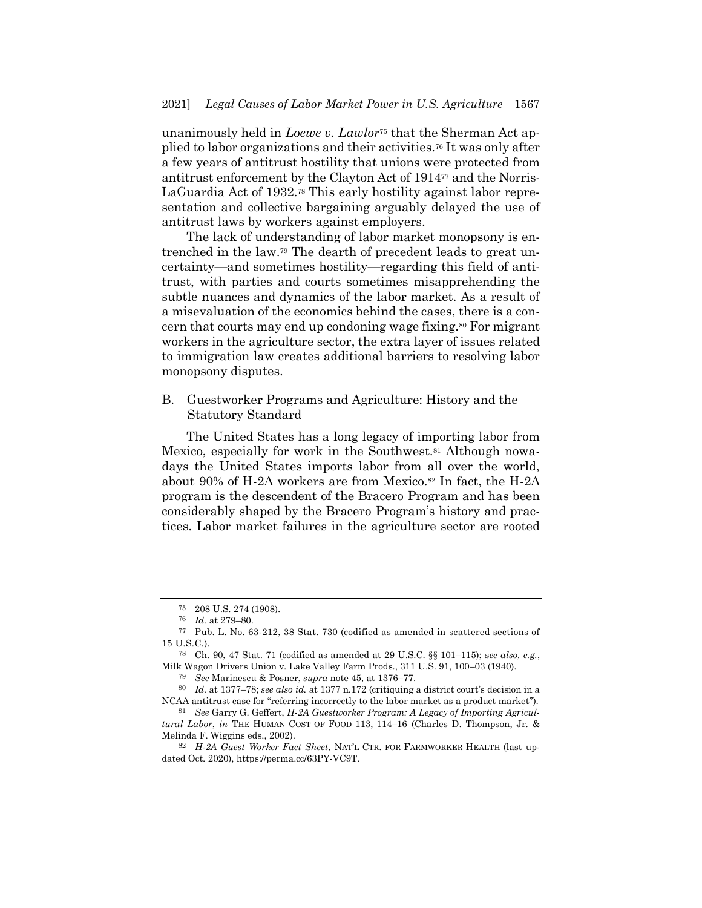unanimously held in *Loewe v. Lawlor*[75] that the Sherman Act applied to labor organizations and their activities.[76] It was only after a few years of antitrust hostility that unions were protected from antitrust enforcement by the Clayton Act of 1914[77] and the Norris-LaGuardia Act of 1932.[78] This early hostility against labor representation and collective bargaining arguably delayed the use of antitrust laws by workers against employers.

The lack of understanding of labor market monopsony is entrenched in the law.[79] The dearth of precedent leads to great uncertainty—and sometimes hostility—regarding this field of antitrust, with parties and courts sometimes misapprehending the subtle nuances and dynamics of the labor market. As a result of a misevaluation of the economics behind the cases, there is a concern that courts may end up condoning wage fixing.[80] For migrant workers in the agriculture sector, the extra layer of issues related to immigration law creates additional barriers to resolving labor monopsony disputes.

### B. Guestworker Programs and Agriculture: History and the Statutory Standard

The United States has a long legacy of importing labor from Mexico, especially for work in the Southwest.[81] Although nowadays the United States imports labor from all over the world, about 90% of H-2A workers are from Mexico.[82] In fact, the H-2A program is the descendent of the Bracero Program and has been considerably shaped by the Bracero Program's history and practices. Labor market failures in the agriculture sector are rooted

---

75 208 U.S. 274 (1908).

76 *Id.* at 279–80.

77 Pub. L. No. 63-212, 38 Stat. 730 (codified as amended in scattered sections of 15 U.S.C.).

78 Ch. 90, 47 Stat. 71 (codified as amended at 29 U.S.C. §§ 101–115); s*ee also, e.g.*, Milk Wagon Drivers Union v. Lake Valley Farm Prods., 311 U.S. 91, 100–03 (1940).

79 *See* Marinescu & Posner, *supra* note 45, at 1376–77.

80 *Id.* at 1377–78; *see also id.* at 1377 n.172 (critiquing a district court's decision in a NCAA antitrust case for "referring incorrectly to the labor market as a product market").

81 *See* Garry G. Geffert, *H-2A Guestworker Program: A Legacy of Importing Agricultural Labor*, *in* THE HUMAN COST OF FOOD 113, 114–16 (Charles D. Thompson, Jr. & Melinda F. Wiggins eds., 2002).

82 *H-2A Guest Worker Fact Sheet*, NAT'L CTR. FOR FARMWORKER HEALTH (last updated Oct. 2020), https://perma.cc/63PY-VC9T.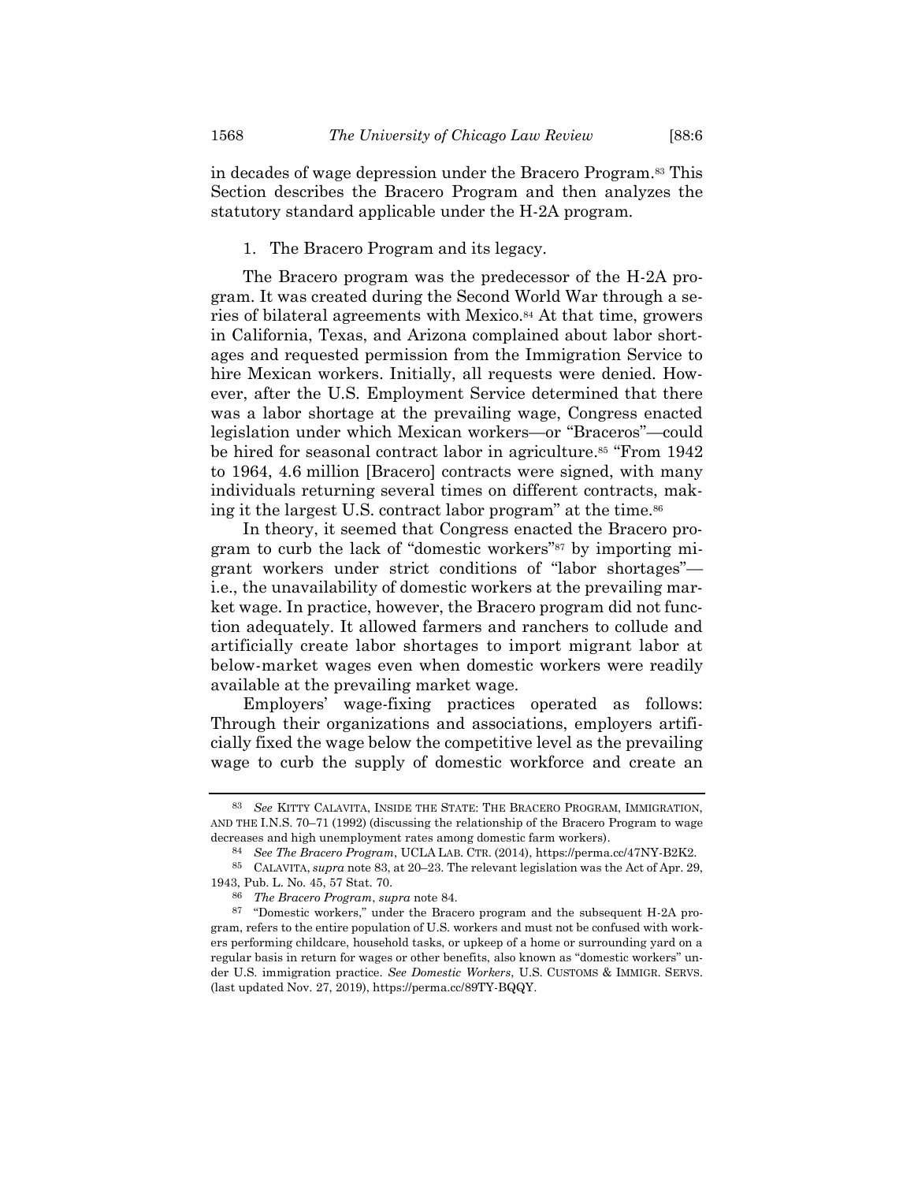in decades of wage depression under the Bracero Program.[83] This Section describes the Bracero Program and then analyzes the statutory standard applicable under the H-2A program.

1. The Bracero Program and its legacy.

The Bracero program was the predecessor of the H-2A program. It was created during the Second World War through a series of bilateral agreements with Mexico.[84] At that time, growers in California, Texas, and Arizona complained about labor shortages and requested permission from the Immigration Service to hire Mexican workers. Initially, all requests were denied. However, after the U.S. Employment Service determined that there was a labor shortage at the prevailing wage, Congress enacted legislation under which Mexican workers—or "Braceros"—could be hired for seasonal contract labor in agriculture.[85] "From 1942 to 1964, 4.6 million [Bracero] contracts were signed, with many individuals returning several times on different contracts, making it the largest U.S. contract labor program" at the time.[86]

In theory, it seemed that Congress enacted the Bracero program to curb the lack of "domestic workers"[87] by importing migrant workers under strict conditions of "labor shortages"—i.e., the unavailability of domestic workers at the prevailing market wage. In practice, however, the Bracero program did not function adequately. It allowed farmers and ranchers to collude and artificially create labor shortages to import migrant labor at below-market wages even when domestic workers were readily available at the prevailing market wage.

Employers' wage-fixing practices operated as follows: Through their organizations and associations, employers artificially fixed the wage below the competitive level as the prevailing wage to curb the supply of domestic workforce and create an

---

[83] *See* KITTY CALAVITA, INSIDE THE STATE: THE BRACERO PROGRAM, IMMIGRATION, AND THE I.N.S. 70–71 (1992) (discussing the relationship of the Bracero Program to wage decreases and high unemployment rates among domestic farm workers).

[84] *See The Bracero Program*, UCLA LAB. CTR. (2014), https://perma.cc/47NY-B2K2.

[85] CALAVITA, *supra* note 83, at 20–23. The relevant legislation was the Act of Apr. 29, 1943, Pub. L. No. 45, 57 Stat. 70.

[86] *The Bracero Program*, *supra* note 84.

[87] "Domestic workers," under the Bracero program and the subsequent H-2A program, refers to the entire population of U.S. workers and must not be confused with workers performing childcare, household tasks, or upkeep of a home or surrounding yard on a regular basis in return for wages or other benefits, also known as "domestic workers" under U.S. immigration practice. *See Domestic Workers*, U.S. CUSTOMS & IMMIGR. SERVS. (last updated Nov. 27, 2019), https://perma.cc/89TY-BQQY.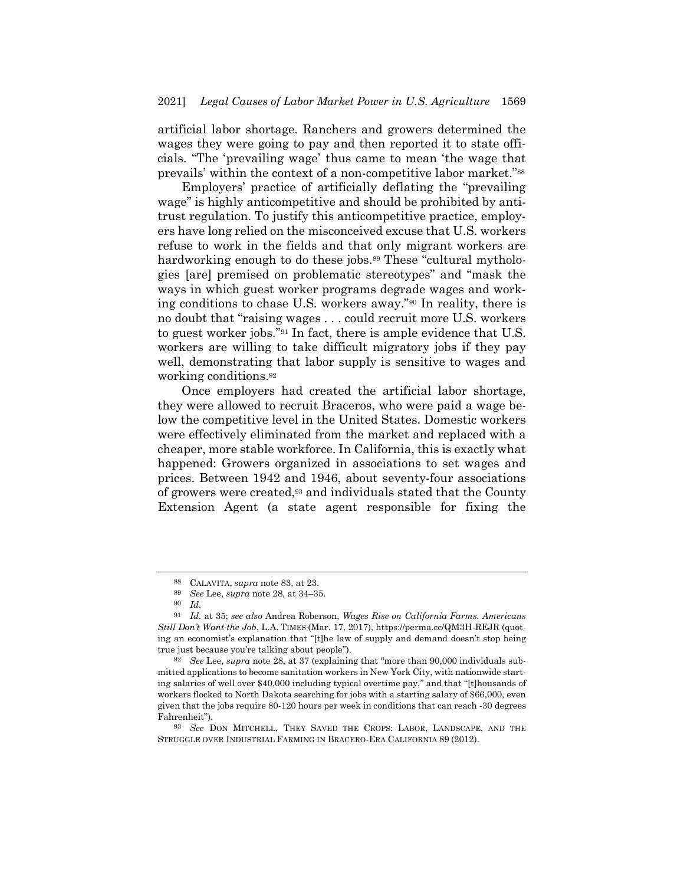artificial labor shortage. Ranchers and growers determined the wages they were going to pay and then reported it to state officials. "The 'prevailing wage' thus came to mean 'the wage that prevails' within the context of a non-competitive labor market."[88]

Employers' practice of artificially deflating the "prevailing wage" is highly anticompetitive and should be prohibited by antitrust regulation. To justify this anticompetitive practice, employers have long relied on the misconceived excuse that U.S. workers refuse to work in the fields and that only migrant workers are hardworking enough to do these jobs.[89] These "cultural mythologies [are] premised on problematic stereotypes" and "mask the ways in which guest worker programs degrade wages and working conditions to chase U.S. workers away."[90] In reality, there is no doubt that "raising wages . . . could recruit more U.S. workers to guest worker jobs."[91] In fact, there is ample evidence that U.S. workers are willing to take difficult migratory jobs if they pay well, demonstrating that labor supply is sensitive to wages and working conditions.[92]

Once employers had created the artificial labor shortage, they were allowed to recruit Braceros, who were paid a wage below the competitive level in the United States. Domestic workers were effectively eliminated from the market and replaced with a cheaper, more stable workforce. In California, this is exactly what happened: Growers organized in associations to set wages and prices. Between 1942 and 1946, about seventy-four associations of growers were created,[93] and individuals stated that the County Extension Agent (a state agent responsible for fixing the

---

[88] CALAVITA, *supra* note 83, at 23.

[89] *See* Lee, *supra* note 28, at 34–35.

[90] *Id.*

[91] *Id.* at 35; *see also* Andrea Roberson, *Wages Rise on California Farms. Americans Still Don't Want the Job*, L.A. TIMES (Mar. 17, 2017), https://perma.cc/QM3H-REJR (quoting an economist's explanation that "[t]he law of supply and demand doesn't stop being true just because you're talking about people").

[92] *See* Lee, *supra* note 28, at 37 (explaining that "more than 90,000 individuals submitted applications to become sanitation workers in New York City, with nationwide starting salaries of well over $40,000 including typical overtime pay," and that "[t]housands of workers flocked to North Dakota searching for jobs with a starting salary of $66,000, even given that the jobs require 80-120 hours per week in conditions that can reach -30 degrees Fahrenheit").

[93] *See* DON MITCHELL, THEY SAVED THE CROPS: LABOR, LANDSCAPE, AND THE STRUGGLE OVER INDUSTRIAL FARMING IN BRACERO-ERA CALIFORNIA 89 (2012).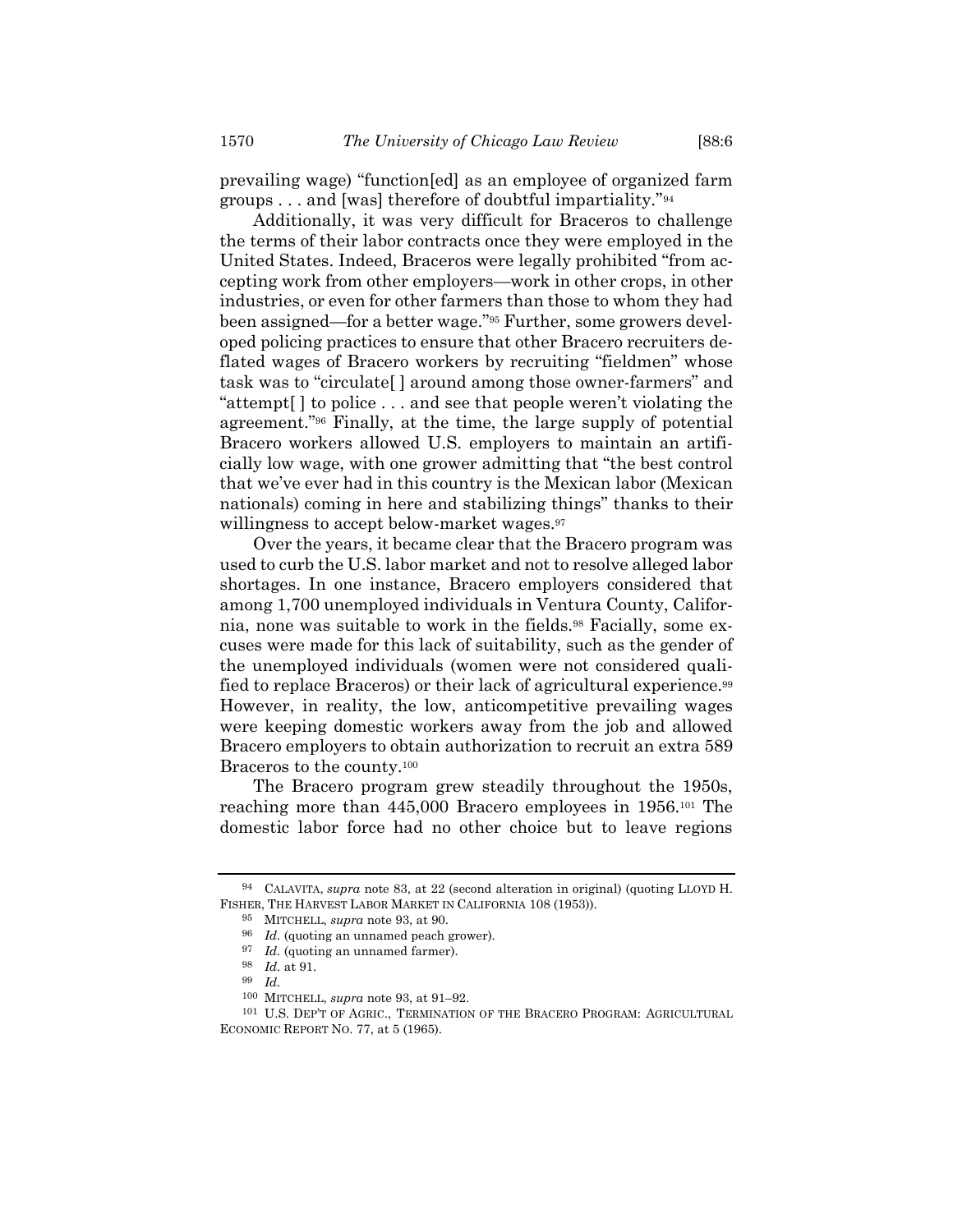prevailing wage) "function[ed] as an employee of organized farm groups . . . and [was] therefore of doubtful impartiality."[94]

Additionally, it was very difficult for Braceros to challenge the terms of their labor contracts once they were employed in the United States. Indeed, Braceros were legally prohibited "from accepting work from other employers—work in other crops, in other industries, or even for other farmers than those to whom they had been assigned—for a better wage."[95] Further, some growers developed policing practices to ensure that other Bracero recruiters deflated wages of Bracero workers by recruiting "fieldmen" whose task was to "circulate[ ] around among those owner-farmers" and "attempt[ ] to police . . . and see that people weren't violating the agreement."[96] Finally, at the time, the large supply of potential Bracero workers allowed U.S. employers to maintain an artificially low wage, with one grower admitting that "the best control that we've ever had in this country is the Mexican labor (Mexican nationals) coming in here and stabilizing things" thanks to their willingness to accept below-market wages.[97]

Over the years, it became clear that the Bracero program was used to curb the U.S. labor market and not to resolve alleged labor shortages. In one instance, Bracero employers considered that among 1,700 unemployed individuals in Ventura County, California, none was suitable to work in the fields.[98] Facially, some excuses were made for this lack of suitability, such as the gender of the unemployed individuals (women were not considered qualified to replace Braceros) or their lack of agricultural experience.[99] However, in reality, the low, anticompetitive prevailing wages were keeping domestic workers away from the job and allowed Bracero employers to obtain authorization to recruit an extra 589 Braceros to the county.[100]

The Bracero program grew steadily throughout the 1950s, reaching more than 445,000 Bracero employees in 1956.[101] The domestic labor force had no other choice but to leave regions

---

[94] CALAVITA, *supra* note 83, at 22 (second alteration in original) (quoting LLOYD H. FISHER, THE HARVEST LABOR MARKET IN CALIFORNIA 108 (1953)).

[95] MITCHELL, *supra* note 93, at 90.

[96] *Id.* (quoting an unnamed peach grower).

[97] *Id.* (quoting an unnamed farmer).

[98] *Id.* at 91.

[99] *Id.*

[100] MITCHELL, *supra* note 93, at 91–92.

[101] U.S. DEP'T OF AGRIC., TERMINATION OF THE BRACERO PROGRAM: AGRICULTURAL ECONOMIC REPORT NO. 77, at 5 (1965).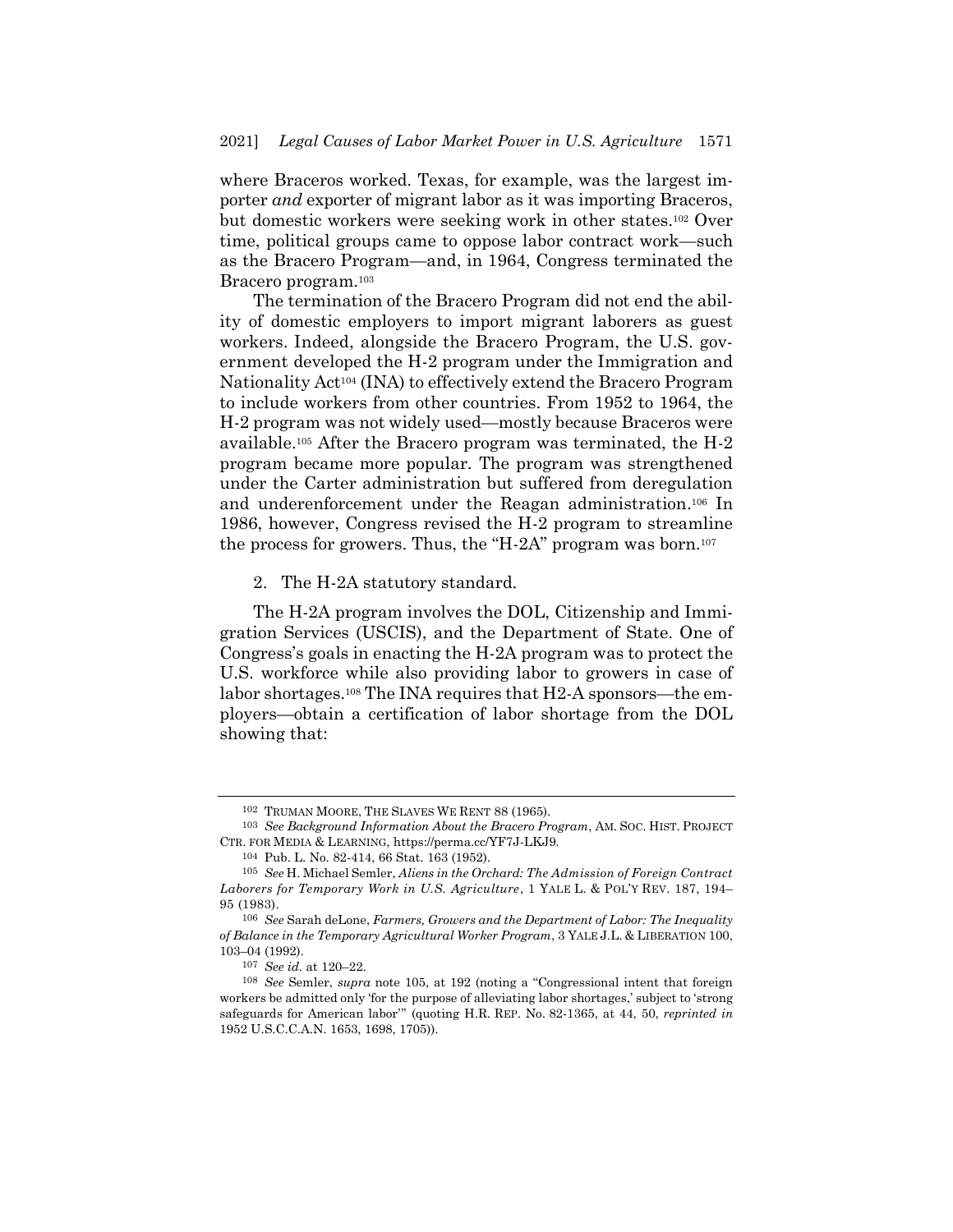where Braceros worked. Texas, for example, was the largest importer *and* exporter of migrant labor as it was importing Braceros, but domestic workers were seeking work in other states.[102] Over time, political groups came to oppose labor contract work—such as the Bracero Program—and, in 1964, Congress terminated the Bracero program.[103]

The termination of the Bracero Program did not end the ability of domestic employers to import migrant laborers as guest workers. Indeed, alongside the Bracero Program, the U.S. government developed the H-2 program under the Immigration and Nationality Act[104] (INA) to effectively extend the Bracero Program to include workers from other countries. From 1952 to 1964, the H-2 program was not widely used—mostly because Braceros were available.[105] After the Bracero program was terminated, the H-2 program became more popular. The program was strengthened under the Carter administration but suffered from deregulation and underenforcement under the Reagan administration.[106] In 1986, however, Congress revised the H-2 program to streamline the process for growers. Thus, the "H-2A" program was born.[107]

### 2. The H-2A statutory standard.

The H-2A program involves the DOL, Citizenship and Immigration Services (USCIS), and the Department of State. One of Congress's goals in enacting the H-2A program was to protect the U.S. workforce while also providing labor to growers in case of labor shortages.[108] The INA requires that H2-A sponsors—the employers—obtain a certification of labor shortage from the DOL showing that:

---

[102] TRUMAN MOORE, THE SLAVES WE RENT 88 (1965).

[103] *See Background Information About the Bracero Program*, AM. SOC. HIST. PROJECT CTR. FOR MEDIA & LEARNING, https://perma.cc/YF7J-LKJ9.

[104] Pub. L. No. 82-414, 66 Stat. 163 (1952).

[105] *See* H. Michael Semler, *Aliens in the Orchard: The Admission of Foreign Contract Laborers for Temporary Work in U.S. Agriculture*, 1 YALE L. & POL'Y REV. 187, 194–95 (1983).

[106] *See* Sarah deLone, *Farmers, Growers and the Department of Labor: The Inequality of Balance in the Temporary Agricultural Worker Program*, 3 YALE J.L. & LIBERATION 100, 103–04 (1992).

[107] *See id.* at 120–22.

[108] *See* Semler, *supra* note 105, at 192 (noting a "Congressional intent that foreign workers be admitted only 'for the purpose of alleviating labor shortages,' subject to 'strong safeguards for American labor'" (quoting H.R. REP. No. 82-1365, at 44, 50, *reprinted in* 1952 U.S.C.C.A.N. 1653, 1698, 1705)).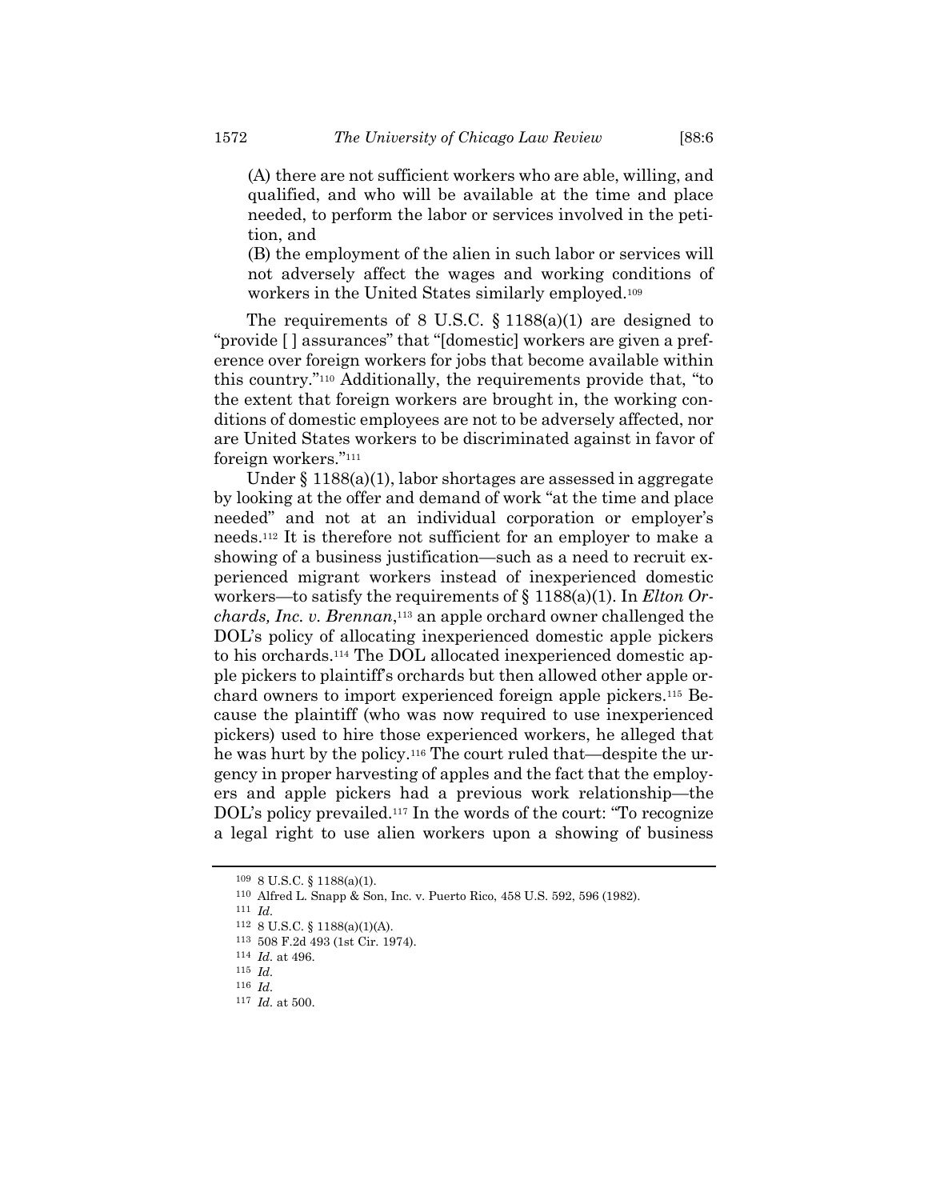(A) there are not sufficient workers who are able, willing, and qualified, and who will be available at the time and place needed, to perform the labor or services involved in the petition, and

(B) the employment of the alien in such labor or services will not adversely affect the wages and working conditions of workers in the United States similarly employed.[109]

The requirements of 8 U.S.C. § 1188(a)(1) are designed to "provide [ ] assurances" that "[domestic] workers are given a preference over foreign workers for jobs that become available within this country."[110] Additionally, the requirements provide that, "to the extent that foreign workers are brought in, the working conditions of domestic employees are not to be adversely affected, nor are United States workers to be discriminated against in favor of foreign workers."[111]

Under § 1188(a)(1), labor shortages are assessed in aggregate by looking at the offer and demand of work "at the time and place needed" and not at an individual corporation or employer's needs.[112] It is therefore not sufficient for an employer to make a showing of a business justification—such as a need to recruit experienced migrant workers instead of inexperienced domestic workers—to satisfy the requirements of § 1188(a)(1). In *Elton Orchards, Inc. v. Brennan*,[113] an apple orchard owner challenged the DOL's policy of allocating inexperienced domestic apple pickers to his orchards.[114] The DOL allocated inexperienced domestic apple pickers to plaintiff's orchards but then allowed other apple orchard owners to import experienced foreign apple pickers.[115] Because the plaintiff (who was now required to use inexperienced pickers) used to hire those experienced workers, he alleged that he was hurt by the policy.[116] The court ruled that—despite the urgency in proper harvesting of apples and the fact that the employers and apple pickers had a previous work relationship—the DOL's policy prevailed.[117] In the words of the court: "To recognize a legal right to use alien workers upon a showing of business

---

[109] 8 U.S.C. § 1188(a)(1).

[110] Alfred L. Snapp & Son, Inc. v. Puerto Rico, 458 U.S. 592, 596 (1982).

[111] *Id.*

[112] 8 U.S.C. § 1188(a)(1)(A).

[113] 508 F.2d 493 (1st Cir. 1974).

[114] *Id.* at 496.

[115] *Id.*

[116] *Id.*

[117] *Id.* at 500.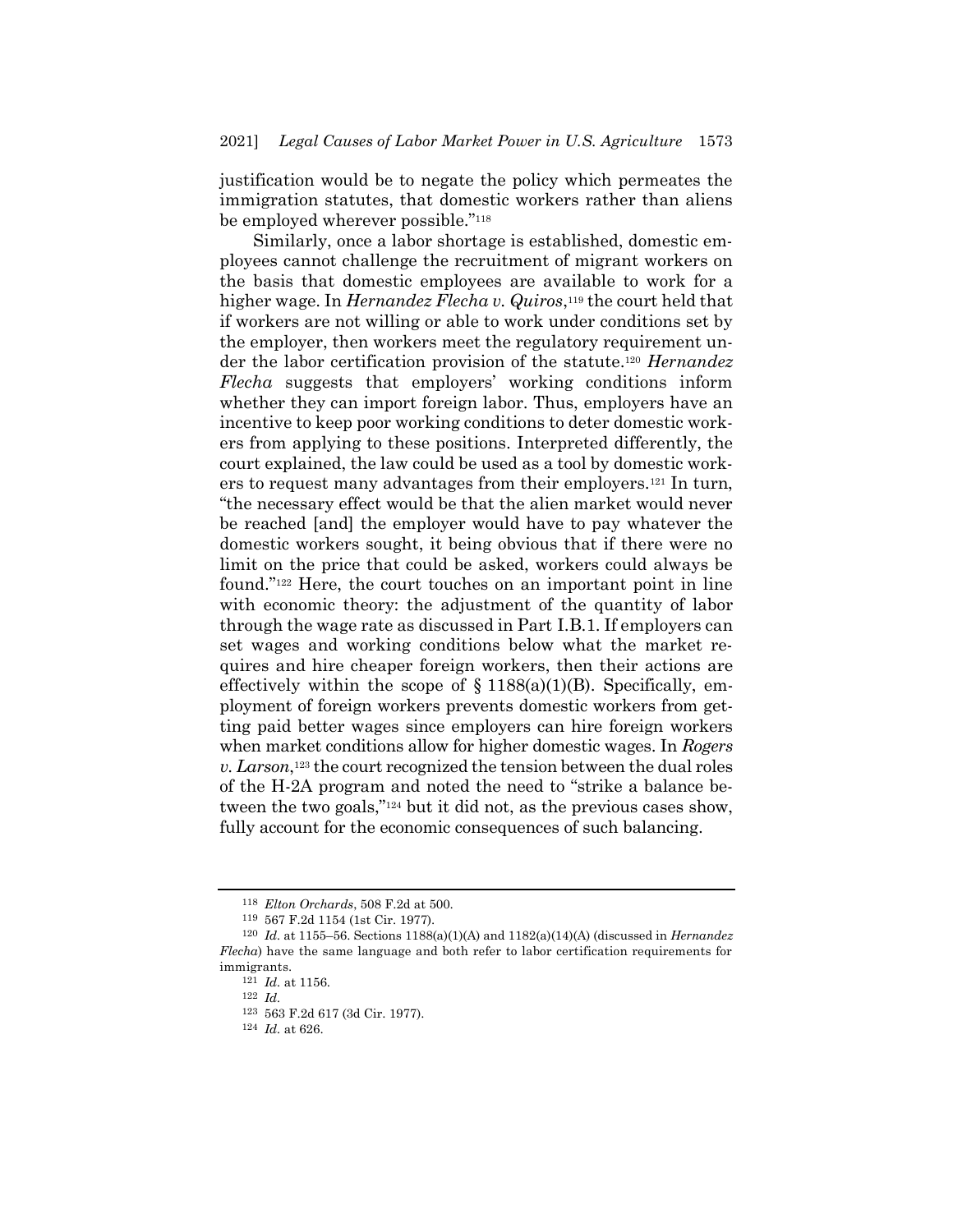justification would be to negate the policy which permeates the immigration statutes, that domestic workers rather than aliens be employed wherever possible."[118]

Similarly, once a labor shortage is established, domestic employees cannot challenge the recruitment of migrant workers on the basis that domestic employees are available to work for a higher wage. In *Hernandez Flecha v. Quiros*,[119] the court held that if workers are not willing or able to work under conditions set by the employer, then workers meet the regulatory requirement under the labor certification provision of the statute.[120] *Hernandez Flecha* suggests that employers' working conditions inform whether they can import foreign labor. Thus, employers have an incentive to keep poor working conditions to deter domestic workers from applying to these positions. Interpreted differently, the court explained, the law could be used as a tool by domestic workers to request many advantages from their employers.[121] In turn, "the necessary effect would be that the alien market would never be reached [and] the employer would have to pay whatever the domestic workers sought, it being obvious that if there were no limit on the price that could be asked, workers could always be found."[122] Here, the court touches on an important point in line with economic theory: the adjustment of the quantity of labor through the wage rate as discussed in Part I.B.1. If employers can set wages and working conditions below what the market requires and hire cheaper foreign workers, then their actions are effectively within the scope of § 1188(a)(1)(B). Specifically, employment of foreign workers prevents domestic workers from getting paid better wages since employers can hire foreign workers when market conditions allow for higher domestic wages. In *Rogers v. Larson*,[123] the court recognized the tension between the dual roles of the H-2A program and noted the need to "strike a balance between the two goals,"[124] but it did not, as the previous cases show, fully account for the economic consequences of such balancing.

---

[118] *Elton Orchards*, 508 F.2d at 500.

[119] 567 F.2d 1154 (1st Cir. 1977).

[120] *Id.* at 1155–56. Sections 1188(a)(1)(A) and 1182(a)(14)(A) (discussed in *Hernandez Flecha*) have the same language and both refer to labor certification requirements for immigrants.

[121] *Id.* at 1156.

[122] *Id.*

[123] 563 F.2d 617 (3d Cir. 1977).

[124] *Id.* at 626.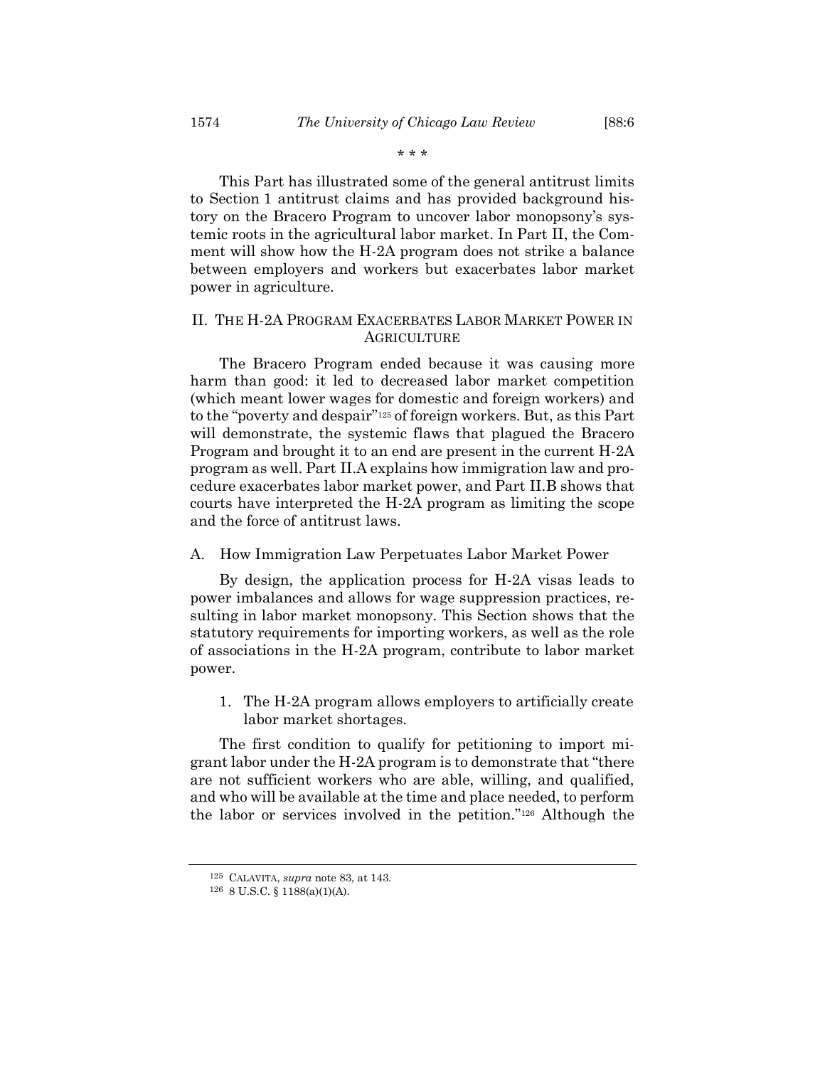\* \* \*

This Part has illustrated some of the general antitrust limits to Section 1 antitrust claims and has provided background history on the Bracero Program to uncover labor monopsony's systemic roots in the agricultural labor market. In Part II, the Comment will show how the H-2A program does not strike a balance between employers and workers but exacerbates labor market power in agriculture.

## II. THE H-2A PROGRAM EXACERBATES LABOR MARKET POWER IN AGRICULTURE

The Bracero Program ended because it was causing more harm than good: it led to decreased labor market competition (which meant lower wages for domestic and foreign workers) and to the "poverty and despair"[125] of foreign workers. But, as this Part will demonstrate, the systemic flaws that plagued the Bracero Program and brought it to an end are present in the current H-2A program as well. Part II.A explains how immigration law and procedure exacerbates labor market power, and Part II.B shows that courts have interpreted the H-2A program as limiting the scope and the force of antitrust laws.

### A. How Immigration Law Perpetuates Labor Market Power

By design, the application process for H-2A visas leads to power imbalances and allows for wage suppression practices, resulting in labor market monopsony. This Section shows that the statutory requirements for importing workers, as well as the role of associations in the H-2A program, contribute to labor market power.

#### 1. The H-2A program allows employers to artificially create labor market shortages.

The first condition to qualify for petitioning to import migrant labor under the H-2A program is to demonstrate that "there are not sufficient workers who are able, willing, and qualified, and who will be available at the time and place needed, to perform the labor or services involved in the petition."[126] Although the

---

[125] CALAVITA, *supra* note 83, at 143.

[126] 8 U.S.C. § 1188(a)(1)(A).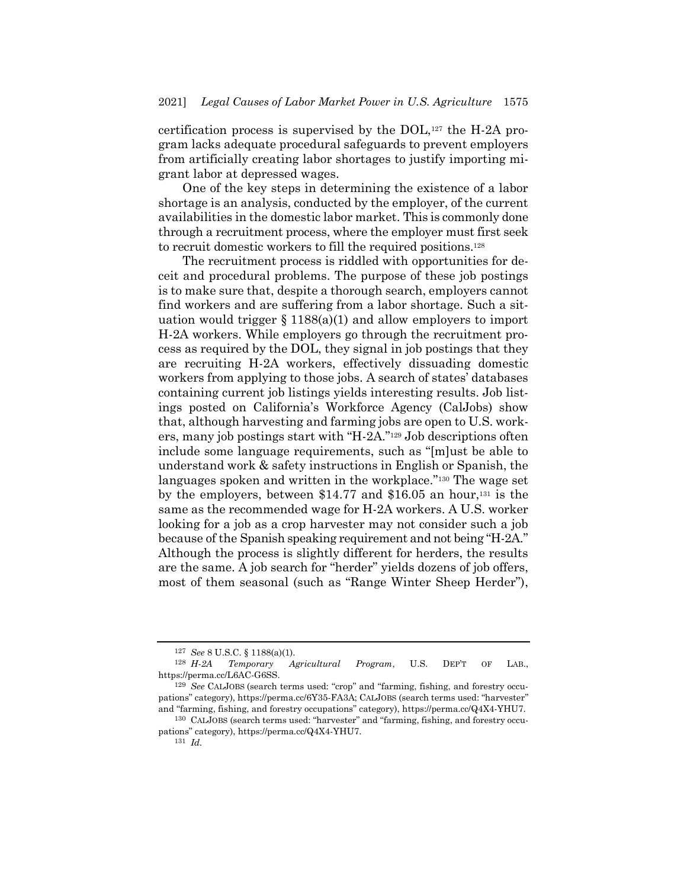certification process is supervised by the DOL,[127] the H-2A program lacks adequate procedural safeguards to prevent employers from artificially creating labor shortages to justify importing migrant labor at depressed wages.

One of the key steps in determining the existence of a labor shortage is an analysis, conducted by the employer, of the current availabilities in the domestic labor market. This is commonly done through a recruitment process, where the employer must first seek to recruit domestic workers to fill the required positions.[128]

The recruitment process is riddled with opportunities for deceit and procedural problems. The purpose of these job postings is to make sure that, despite a thorough search, employers cannot find workers and are suffering from a labor shortage. Such a situation would trigger § 1188(a)(1) and allow employers to import H-2A workers. While employers go through the recruitment process as required by the DOL, they signal in job postings that they are recruiting H-2A workers, effectively dissuading domestic workers from applying to those jobs. A search of states' databases containing current job listings yields interesting results. Job listings posted on California's Workforce Agency (CalJobs) show that, although harvesting and farming jobs are open to U.S. workers, many job postings start with "H-2A."[129] Job descriptions often include some language requirements, such as "[m]ust be able to understand work & safety instructions in English or Spanish, the languages spoken and written in the workplace."[130] The wage set by the employers, between $14.77 and $16.05 an hour,[131] is the same as the recommended wage for H-2A workers. A U.S. worker looking for a job as a crop harvester may not consider such a job because of the Spanish speaking requirement and not being "H-2A." Although the process is slightly different for herders, the results are the same. A job search for "herder" yields dozens of job offers, most of them seasonal (such as "Range Winter Sheep Herder"),

---

[127] *See* 8 U.S.C. § 1188(a)(1).

[128] *H-2A Temporary Agricultural Program*, U.S. DEP'T OF LAB., https://perma.cc/L6AC-G6SS.

[129] *See* CALJOBS (search terms used: "crop" and "farming, fishing, and forestry occupations" category), https://perma.cc/6Y35-FA3A; CALJOBS (search terms used: "harvester" and "farming, fishing, and forestry occupations" category), https://perma.cc/Q4X4-YHU7.

[130] CALJOBS (search terms used: "harvester" and "farming, fishing, and forestry occupations" category), https://perma.cc/Q4X4-YHU7.

[131] *Id.*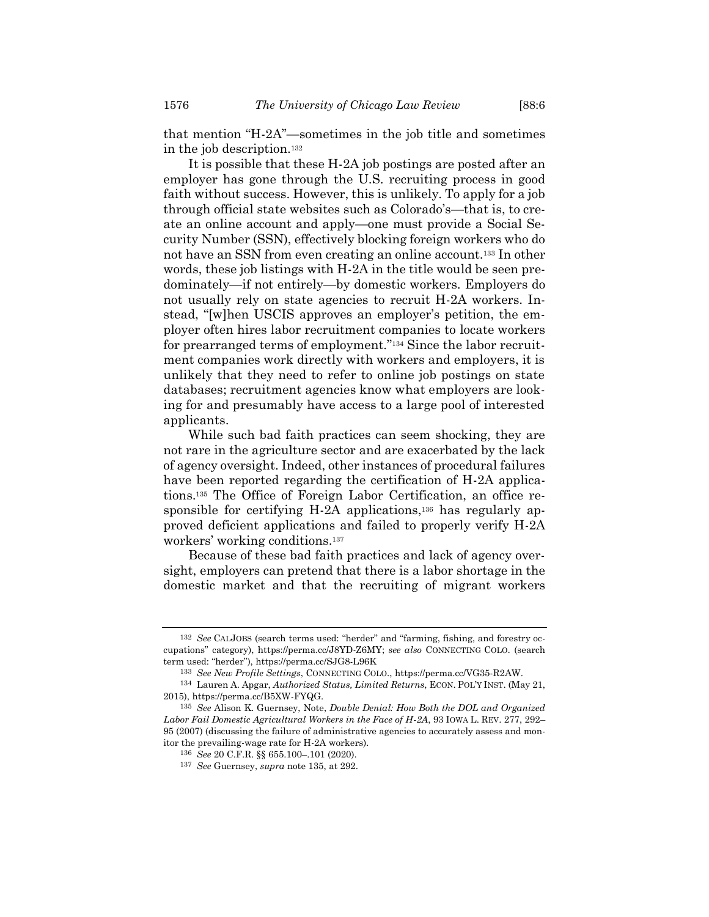that mention "H-2A"—sometimes in the job title and sometimes in the job description.[132]

It is possible that these H-2A job postings are posted after an employer has gone through the U.S. recruiting process in good faith without success. However, this is unlikely. To apply for a job through official state websites such as Colorado's—that is, to create an online account and apply—one must provide a Social Security Number (SSN), effectively blocking foreign workers who do not have an SSN from even creating an online account.[133] In other words, these job listings with H-2A in the title would be seen predominately—if not entirely—by domestic workers. Employers do not usually rely on state agencies to recruit H-2A workers. Instead, "[w]hen USCIS approves an employer's petition, the employer often hires labor recruitment companies to locate workers for prearranged terms of employment."[134] Since the labor recruitment companies work directly with workers and employers, it is unlikely that they need to refer to online job postings on state databases; recruitment agencies know what employers are looking for and presumably have access to a large pool of interested applicants.

While such bad faith practices can seem shocking, they are not rare in the agriculture sector and are exacerbated by the lack of agency oversight. Indeed, other instances of procedural failures have been reported regarding the certification of H-2A applications.[135] The Office of Foreign Labor Certification, an office responsible for certifying H-2A applications,[136] has regularly approved deficient applications and failed to properly verify H-2A workers' working conditions.[137]

Because of these bad faith practices and lack of agency oversight, employers can pretend that there is a labor shortage in the domestic market and that the recruiting of migrant workers

---

[132] *See* CALJOBS (search terms used: "herder" and "farming, fishing, and forestry occupations" category), https://perma.cc/J8YD-Z6MY; *see also* CONNECTING COLO. (search term used: "herder"), https://perma.cc/SJG8-L96K

[133] *See New Profile Settings*, CONNECTING COLO., https://perma.cc/VG35-R2AW.

[134] Lauren A. Apgar, *Authorized Status, Limited Returns*, ECON. POL'Y INST. (May 21, 2015), https://perma.cc/B5XW-FYQG.

[135] *See* Alison K. Guernsey, Note, *Double Denial: How Both the DOL and Organized Labor Fail Domestic Agricultural Workers in the Face of H-2A*, 93 IOWA L. REV. 277, 292–95 (2007) (discussing the failure of administrative agencies to accurately assess and monitor the prevailing-wage rate for H-2A workers).

[136] *See* 20 C.F.R. §§ 655.100–.101 (2020).

[137] *See* Guernsey, *supra* note 135, at 292.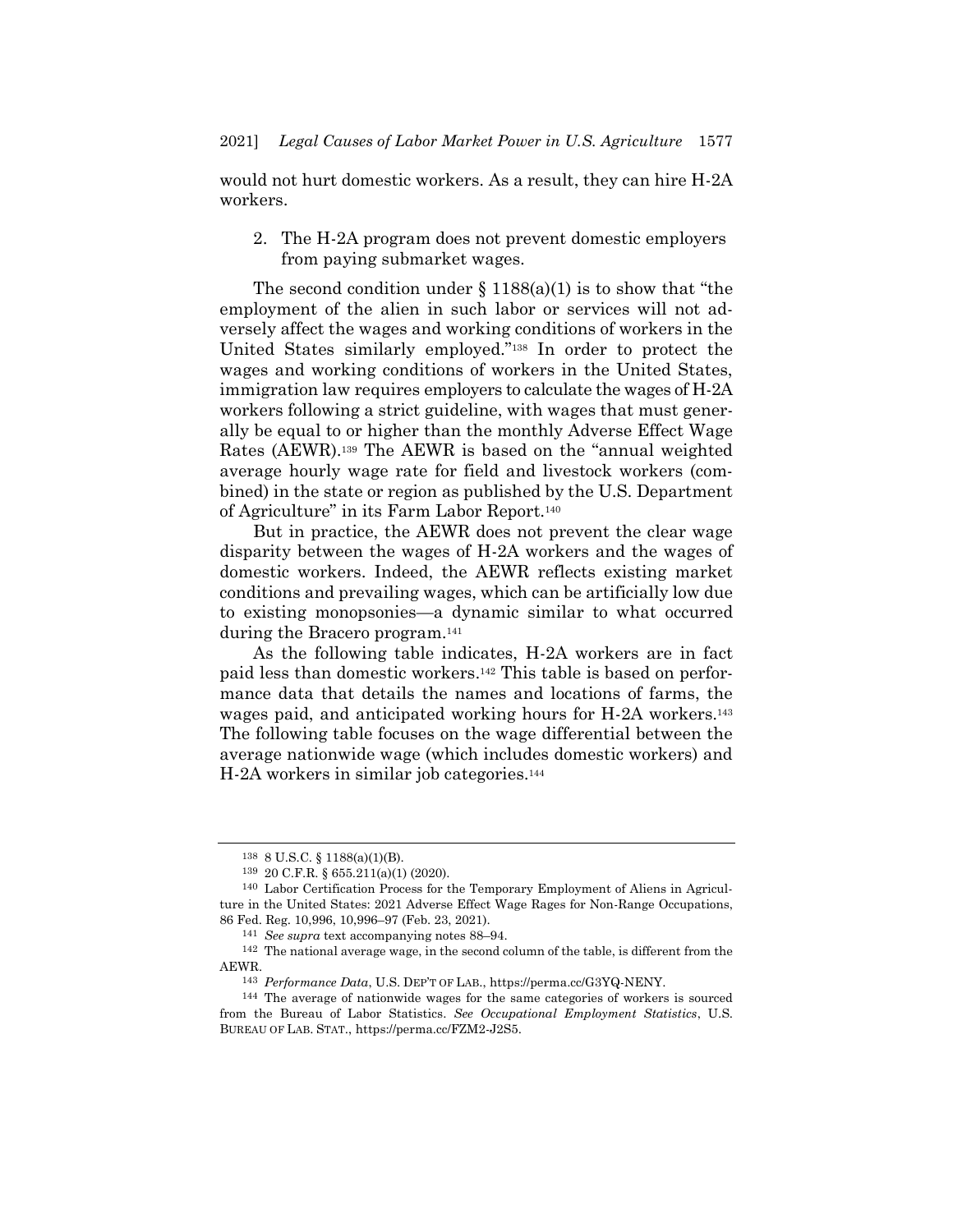would not hurt domestic workers. As a result, they can hire H-2A workers.

2. The H-2A program does not prevent domestic employers from paying submarket wages.

The second condition under § 1188(a)(1) is to show that "the employment of the alien in such labor or services will not adversely affect the wages and working conditions of workers in the United States similarly employed."[138] In order to protect the wages and working conditions of workers in the United States, immigration law requires employers to calculate the wages of H-2A workers following a strict guideline, with wages that must generally be equal to or higher than the monthly Adverse Effect Wage Rates (AEWR).[139] The AEWR is based on the "annual weighted average hourly wage rate for field and livestock workers (combined) in the state or region as published by the U.S. Department of Agriculture" in its Farm Labor Report.[140]

But in practice, the AEWR does not prevent the clear wage disparity between the wages of H-2A workers and the wages of domestic workers. Indeed, the AEWR reflects existing market conditions and prevailing wages, which can be artificially low due to existing monopsonies—a dynamic similar to what occurred during the Bracero program.[141]

As the following table indicates, H-2A workers are in fact paid less than domestic workers.[142] This table is based on performance data that details the names and locations of farms, the wages paid, and anticipated working hours for H-2A workers.[143] The following table focuses on the wage differential between the average nationwide wage (which includes domestic workers) and H-2A workers in similar job categories.[144]

---

[138] 8 U.S.C. § 1188(a)(1)(B).

[139] 20 C.F.R. § 655.211(a)(1) (2020).

[140] Labor Certification Process for the Temporary Employment of Aliens in Agriculture in the United States: 2021 Adverse Effect Wage Rages for Non-Range Occupations, 86 Fed. Reg. 10,996, 10,996–97 (Feb. 23, 2021).

[141] *See supra* text accompanying notes 88–94.

[142] The national average wage, in the second column of the table, is different from the AEWR.

[143] *Performance Data*, U.S. DEP'T OF LAB., https://perma.cc/G3YQ-NENY.

[144] The average of nationwide wages for the same categories of workers is sourced from the Bureau of Labor Statistics. *See Occupational Employment Statistics*, U.S. BUREAU OF LAB. STAT., https://perma.cc/FZM2-J2S5.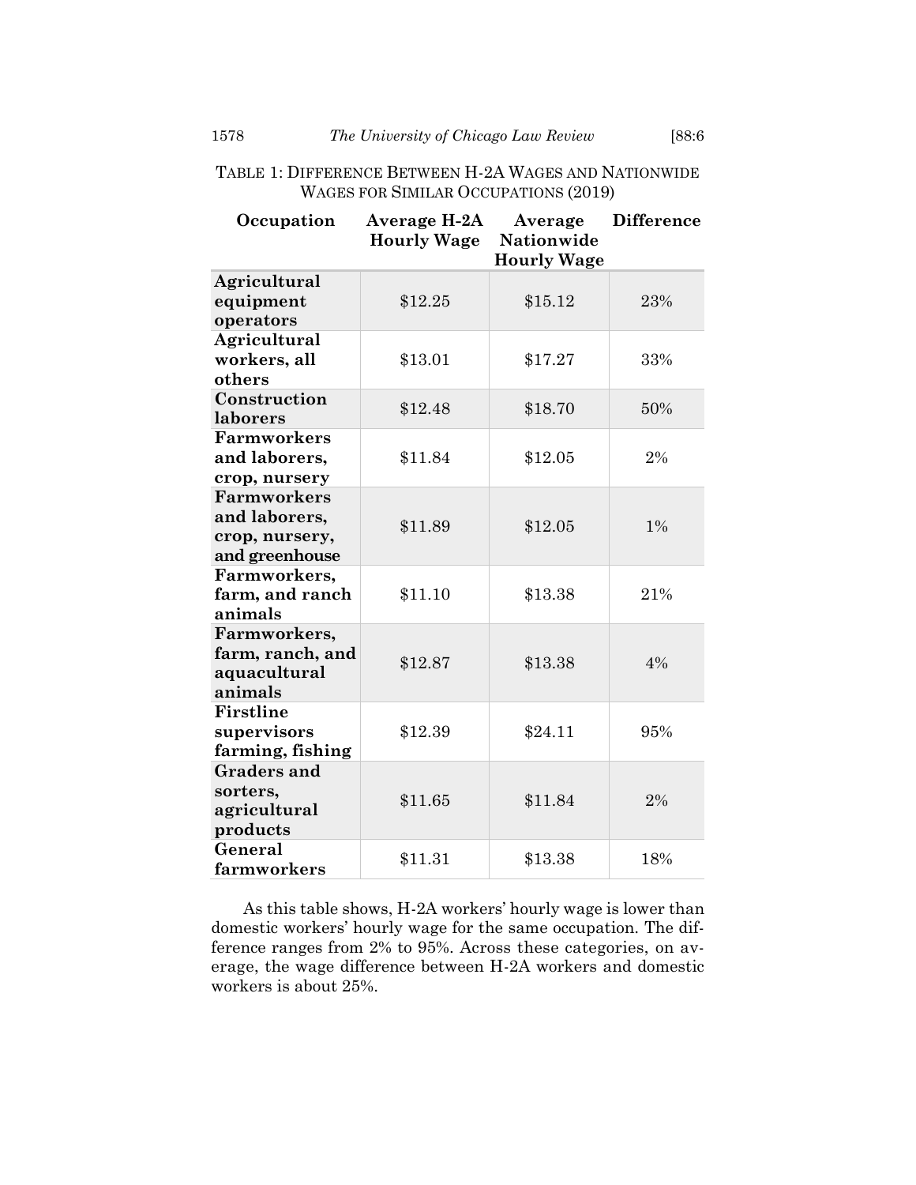TABLE 1: DIFFERENCE BETWEEN H-2A WAGES AND NATIONWIDE WAGES FOR SIMILAR OCCUPATIONS (2019)

| Occupation | Average H-2A Hourly Wage | Average Nationwide Hourly Wage | Difference |
|---|---|---|---|
| **Agricultural equipment operators** | $12.25 | $15.12 | 23% |
| **Agricultural workers, all others** | $13.01 | $17.27 | 33% |
| **Construction laborers** | $12.48 | $18.70 | 50% |
| **Farmworkers and laborers, crop, nursery** | $11.84 | $12.05 | 2% |
| **Farmworkers and laborers, crop, nursery, and greenhouse** | $11.89 | $12.05 | 1% |
| **Farmworkers, farm, and ranch animals** | $11.10 | $13.38 | 21% |
| **Farmworkers, farm, ranch, and aquacultural animals** | $12.87 | $13.38 | 4% |
| **Firstline supervisors farming, fishing** | $12.39 | $24.11 | 95% |
| **Graders and sorters, agricultural products** | $11.65 | $11.84 | 2% |
| **General farmworkers** | $11.31 | $13.38 | 18% |

As this table shows, H-2A workers' hourly wage is lower than domestic workers' hourly wage for the same occupation. The difference ranges from 2% to 95%. Across these categories, on average, the wage difference between H-2A workers and domestic workers is about 25%.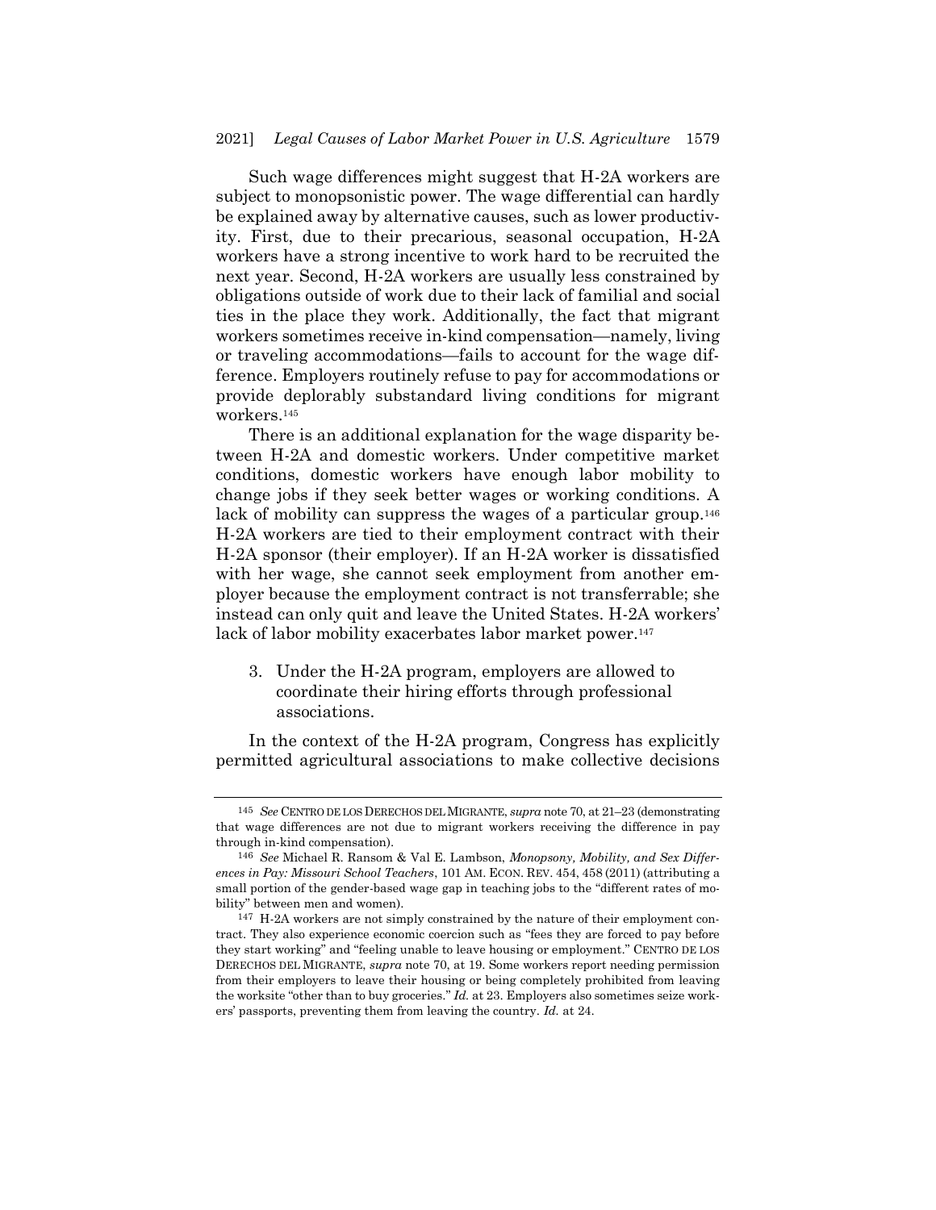Such wage differences might suggest that H-2A workers are subject to monopsonistic power. The wage differential can hardly be explained away by alternative causes, such as lower productivity. First, due to their precarious, seasonal occupation, H-2A workers have a strong incentive to work hard to be recruited the next year. Second, H-2A workers are usually less constrained by obligations outside of work due to their lack of familial and social ties in the place they work. Additionally, the fact that migrant workers sometimes receive in-kind compensation—namely, living or traveling accommodations—fails to account for the wage difference. Employers routinely refuse to pay for accommodations or provide deplorably substandard living conditions for migrant workers.[145]

There is an additional explanation for the wage disparity between H-2A and domestic workers. Under competitive market conditions, domestic workers have enough labor mobility to change jobs if they seek better wages or working conditions. A lack of mobility can suppress the wages of a particular group.[146] H-2A workers are tied to their employment contract with their H-2A sponsor (their employer). If an H-2A worker is dissatisfied with her wage, she cannot seek employment from another employer because the employment contract is not transferrable; she instead can only quit and leave the United States. H-2A workers' lack of labor mobility exacerbates labor market power.[147]

3. Under the H-2A program, employers are allowed to coordinate their hiring efforts through professional associations.

In the context of the H-2A program, Congress has explicitly permitted agricultural associations to make collective decisions

---

[145] *See* CENTRO DE LOS DERECHOS DEL MIGRANTE, *supra* note 70, at 21–23 (demonstrating that wage differences are not due to migrant workers receiving the difference in pay through in-kind compensation).

[146] *See* Michael R. Ransom & Val E. Lambson, *Monopsony, Mobility, and Sex Differences in Pay: Missouri School Teachers*, 101 AM. ECON. REV. 454, 458 (2011) (attributing a small portion of the gender-based wage gap in teaching jobs to the "different rates of mobility" between men and women).

[147] H-2A workers are not simply constrained by the nature of their employment contract. They also experience economic coercion such as "fees they are forced to pay before they start working" and "feeling unable to leave housing or employment." CENTRO DE LOS DERECHOS DEL MIGRANTE, *supra* note 70, at 19. Some workers report needing permission from their employers to leave their housing or being completely prohibited from leaving the worksite "other than to buy groceries." *Id.* at 23. Employers also sometimes seize workers' passports, preventing them from leaving the country. *Id.* at 24.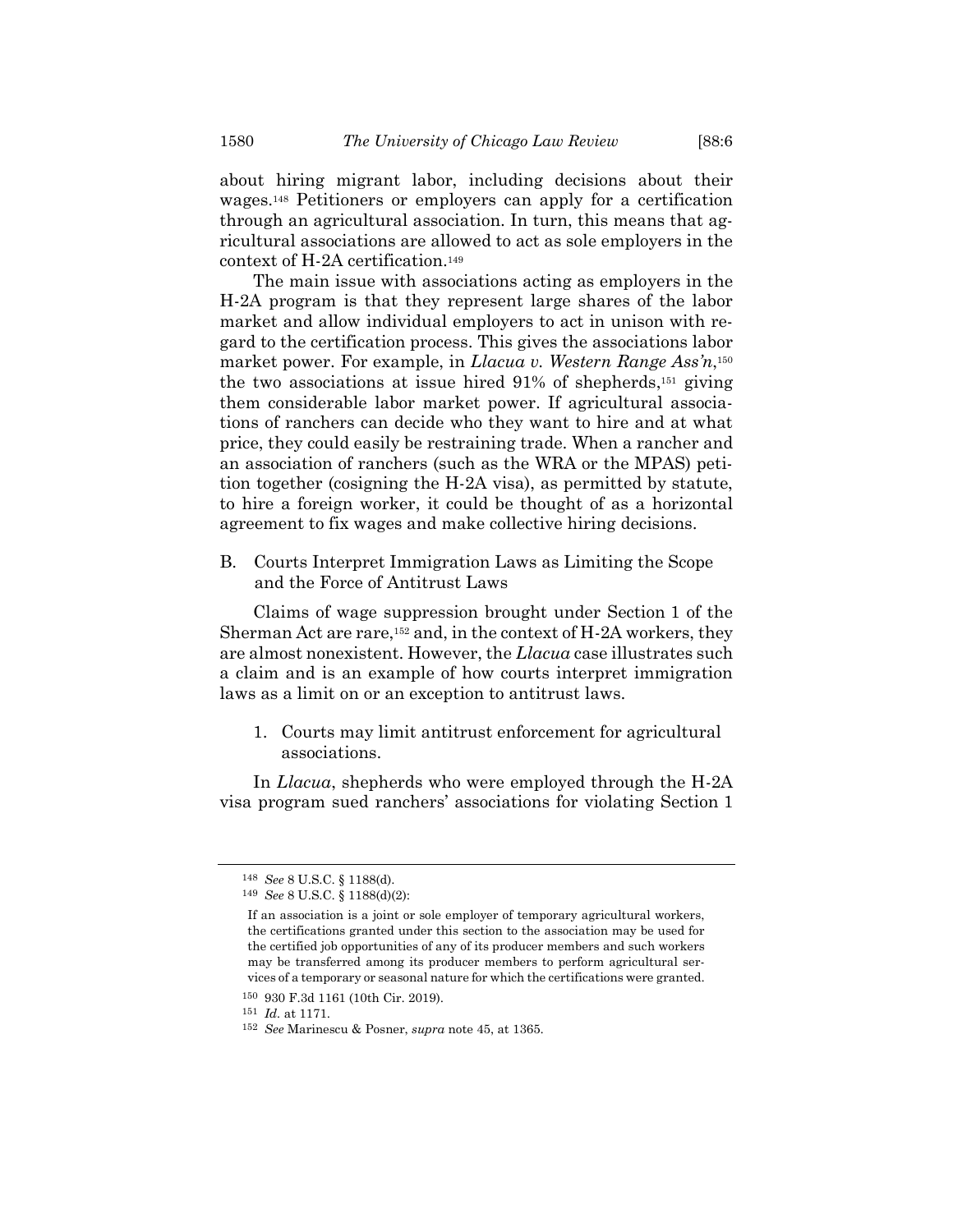about hiring migrant labor, including decisions about their wages.[148] Petitioners or employers can apply for a certification through an agricultural association. In turn, this means that agricultural associations are allowed to act as sole employers in the context of H-2A certification.[149]

The main issue with associations acting as employers in the H-2A program is that they represent large shares of the labor market and allow individual employers to act in unison with regard to the certification process. This gives the associations labor market power. For example, in *Llacua v. Western Range Ass'n*,[150] the two associations at issue hired 91% of shepherds,[151] giving them considerable labor market power. If agricultural associations of ranchers can decide who they want to hire and at what price, they could easily be restraining trade. When a rancher and an association of ranchers (such as the WRA or the MPAS) petition together (cosigning the H-2A visa), as permitted by statute, to hire a foreign worker, it could be thought of as a horizontal agreement to fix wages and make collective hiring decisions.

## B. Courts Interpret Immigration Laws as Limiting the Scope and the Force of Antitrust Laws

Claims of wage suppression brought under Section 1 of the Sherman Act are rare,[152] and, in the context of H-2A workers, they are almost nonexistent. However, the *Llacua* case illustrates such a claim and is an example of how courts interpret immigration laws as a limit on or an exception to antitrust laws.

### 1. Courts may limit antitrust enforcement for agricultural associations.

In *Llacua*, shepherds who were employed through the H-2A visa program sued ranchers' associations for violating Section 1

---

[148] *See* 8 U.S.C. § 1188(d).

[149] *See* 8 U.S.C. § 1188(d)(2):

> If an association is a joint or sole employer of temporary agricultural workers, the certifications granted under this section to the association may be used for the certified job opportunities of any of its producer members and such workers may be transferred among its producer members to perform agricultural services of a temporary or seasonal nature for which the certifications were granted.

[150] 930 F.3d 1161 (10th Cir. 2019).

[151] *Id.* at 1171.

[152] *See* Marinescu & Posner, *supra* note 45, at 1365.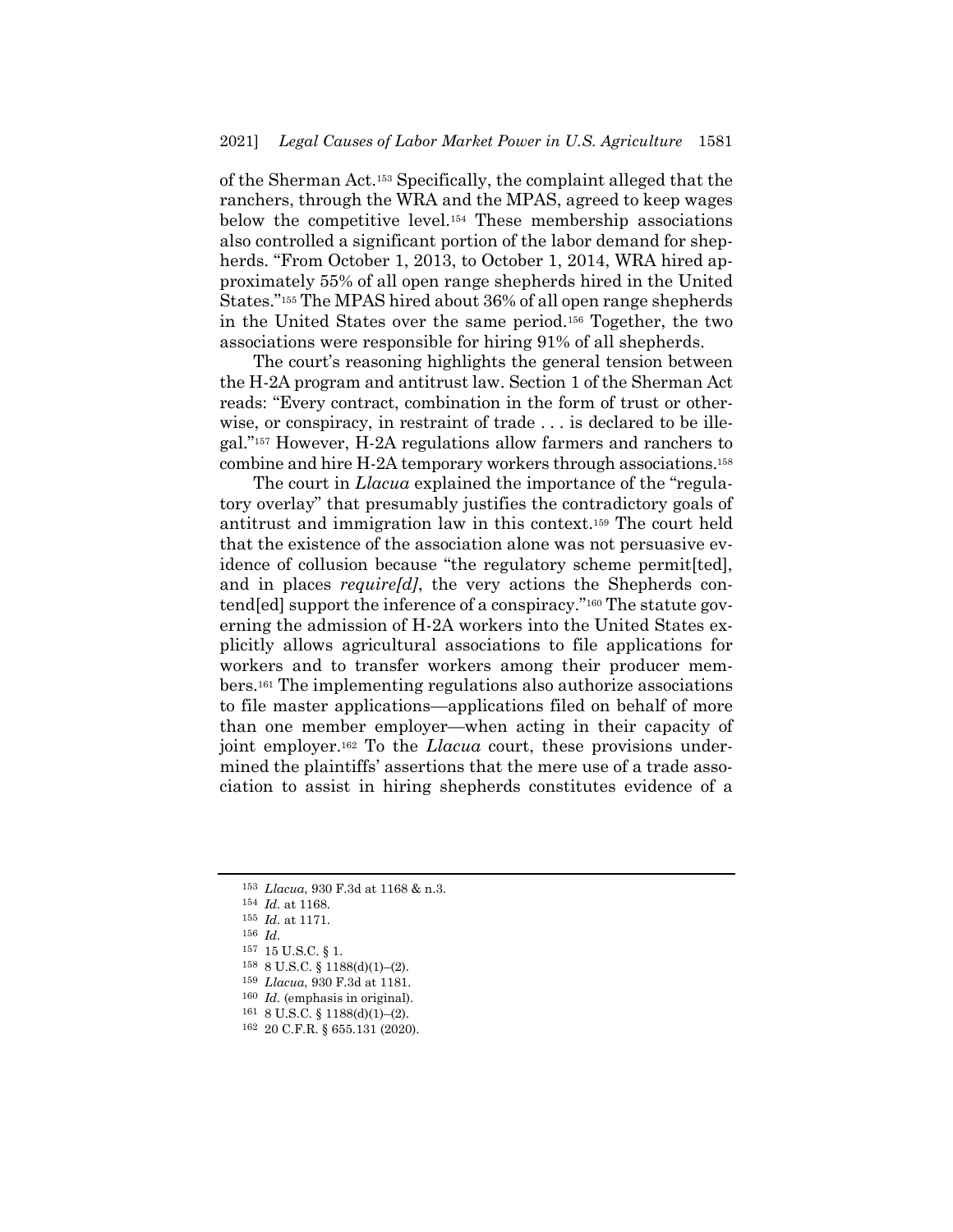of the Sherman Act.[153] Specifically, the complaint alleged that the ranchers, through the WRA and the MPAS, agreed to keep wages below the competitive level.[154] These membership associations also controlled a significant portion of the labor demand for shepherds. "From October 1, 2013, to October 1, 2014, WRA hired approximately 55% of all open range shepherds hired in the United States."[155] The MPAS hired about 36% of all open range shepherds in the United States over the same period.[156] Together, the two associations were responsible for hiring 91% of all shepherds.

The court's reasoning highlights the general tension between the H-2A program and antitrust law. Section 1 of the Sherman Act reads: "Every contract, combination in the form of trust or otherwise, or conspiracy, in restraint of trade . . . is declared to be illegal."[157] However, H-2A regulations allow farmers and ranchers to combine and hire H-2A temporary workers through associations.[158]

The court in *Llacua* explained the importance of the "regulatory overlay" that presumably justifies the contradictory goals of antitrust and immigration law in this context.[159] The court held that the existence of the association alone was not persuasive evidence of collusion because "the regulatory scheme permit[ted], and in places *require[d]*, the very actions the Shepherds contend[ed] support the inference of a conspiracy."[160] The statute governing the admission of H-2A workers into the United States explicitly allows agricultural associations to file applications for workers and to transfer workers among their producer members.[161] The implementing regulations also authorize associations to file master applications—applications filed on behalf of more than one member employer—when acting in their capacity of joint employer.[162] To the *Llacua* court, these provisions undermined the plaintiffs' assertions that the mere use of a trade association to assist in hiring shepherds constitutes evidence of a

---

153 *Llacua*, 930 F.3d at 1168 & n.3.

154 *Id.* at 1168.

155 *Id.* at 1171.

156 *Id.*

157 15 U.S.C. § 1.

158 8 U.S.C. § 1188(d)(1)–(2).

159 *Llacua*, 930 F.3d at 1181.

160 *Id.* (emphasis in original).

161 8 U.S.C. § 1188(d)(1)–(2).

162 20 C.F.R. § 655.131 (2020).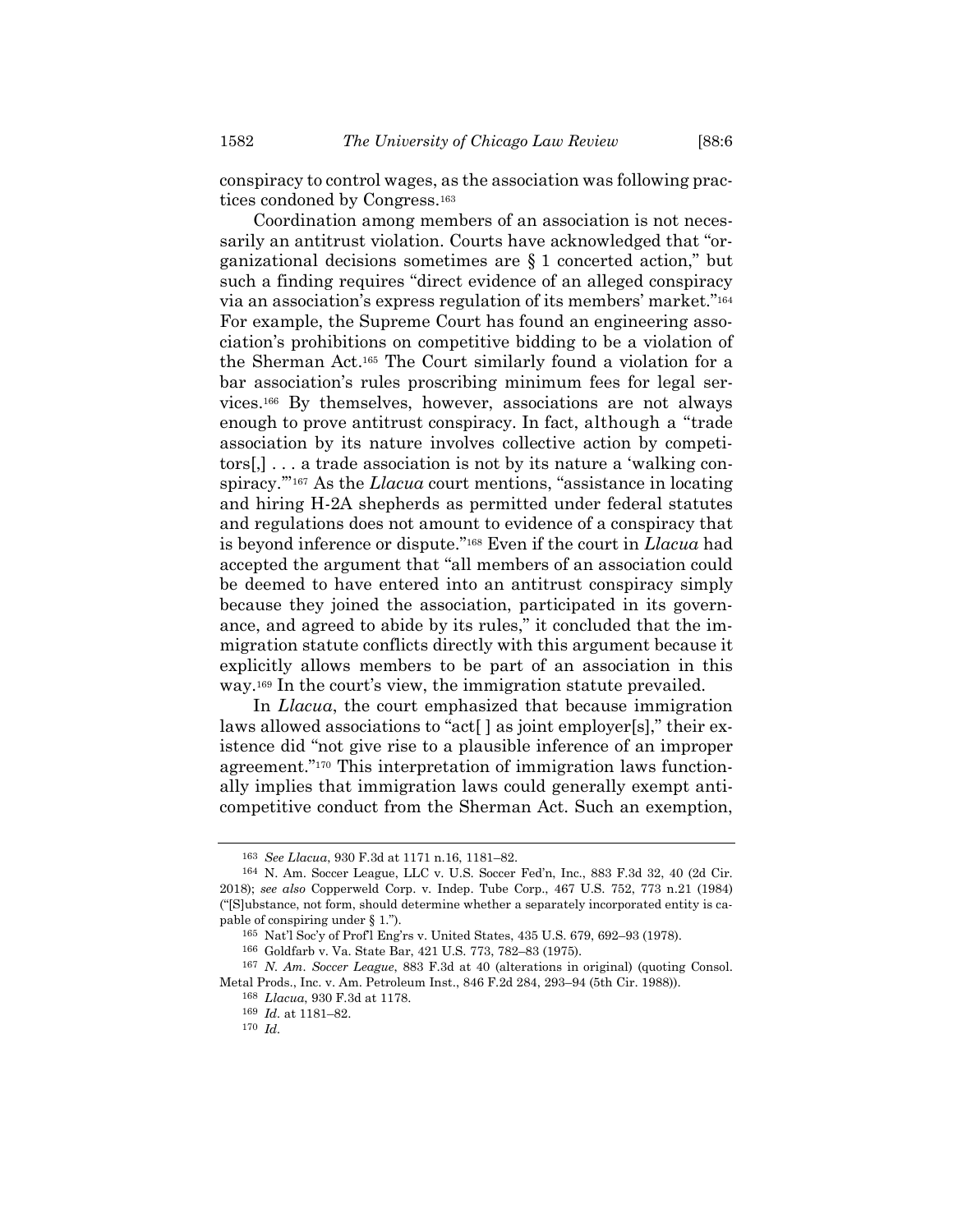conspiracy to control wages, as the association was following practices condoned by Congress.[163]

Coordination among members of an association is not necessarily an antitrust violation. Courts have acknowledged that "organizational decisions sometimes are § 1 concerted action," but such a finding requires "direct evidence of an alleged conspiracy via an association's express regulation of its members' market."[164] For example, the Supreme Court has found an engineering association's prohibitions on competitive bidding to be a violation of the Sherman Act.[165] The Court similarly found a violation for a bar association's rules proscribing minimum fees for legal services.[166] By themselves, however, associations are not always enough to prove antitrust conspiracy. In fact, although a "trade association by its nature involves collective action by competitors[,] . . . a trade association is not by its nature a 'walking conspiracy.'"[167] As the *Llacua* court mentions, "assistance in locating and hiring H-2A shepherds as permitted under federal statutes and regulations does not amount to evidence of a conspiracy that is beyond inference or dispute."[168] Even if the court in *Llacua* had accepted the argument that "all members of an association could be deemed to have entered into an antitrust conspiracy simply because they joined the association, participated in its governance, and agreed to abide by its rules," it concluded that the immigration statute conflicts directly with this argument because it explicitly allows members to be part of an association in this way.[169] In the court's view, the immigration statute prevailed.

In *Llacua*, the court emphasized that because immigration laws allowed associations to "act[ ] as joint employer[s]," their existence did "not give rise to a plausible inference of an improper agreement."[170] This interpretation of immigration laws functionally implies that immigration laws could generally exempt anticompetitive conduct from the Sherman Act. Such an exemption,

---

[163] *See Llacua*, 930 F.3d at 1171 n.16, 1181–82.

[164] N. Am. Soccer League, LLC v. U.S. Soccer Fed'n, Inc., 883 F.3d 32, 40 (2d Cir. 2018); *see also* Copperweld Corp. v. Indep. Tube Corp., 467 U.S. 752, 773 n.21 (1984) ("[S]ubstance, not form, should determine whether a separately incorporated entity is capable of conspiring under § 1.").

[165] Nat'l Soc'y of Prof'l Eng'rs v. United States, 435 U.S. 679, 692–93 (1978).

[166] Goldfarb v. Va. State Bar, 421 U.S. 773, 782–83 (1975).

[167] *N. Am. Soccer League*, 883 F.3d at 40 (alterations in original) (quoting Consol. Metal Prods., Inc. v. Am. Petroleum Inst., 846 F.2d 284, 293–94 (5th Cir. 1988)).

[168] *Llacua*, 930 F.3d at 1178.

[169] *Id.* at 1181–82.

[170] *Id.*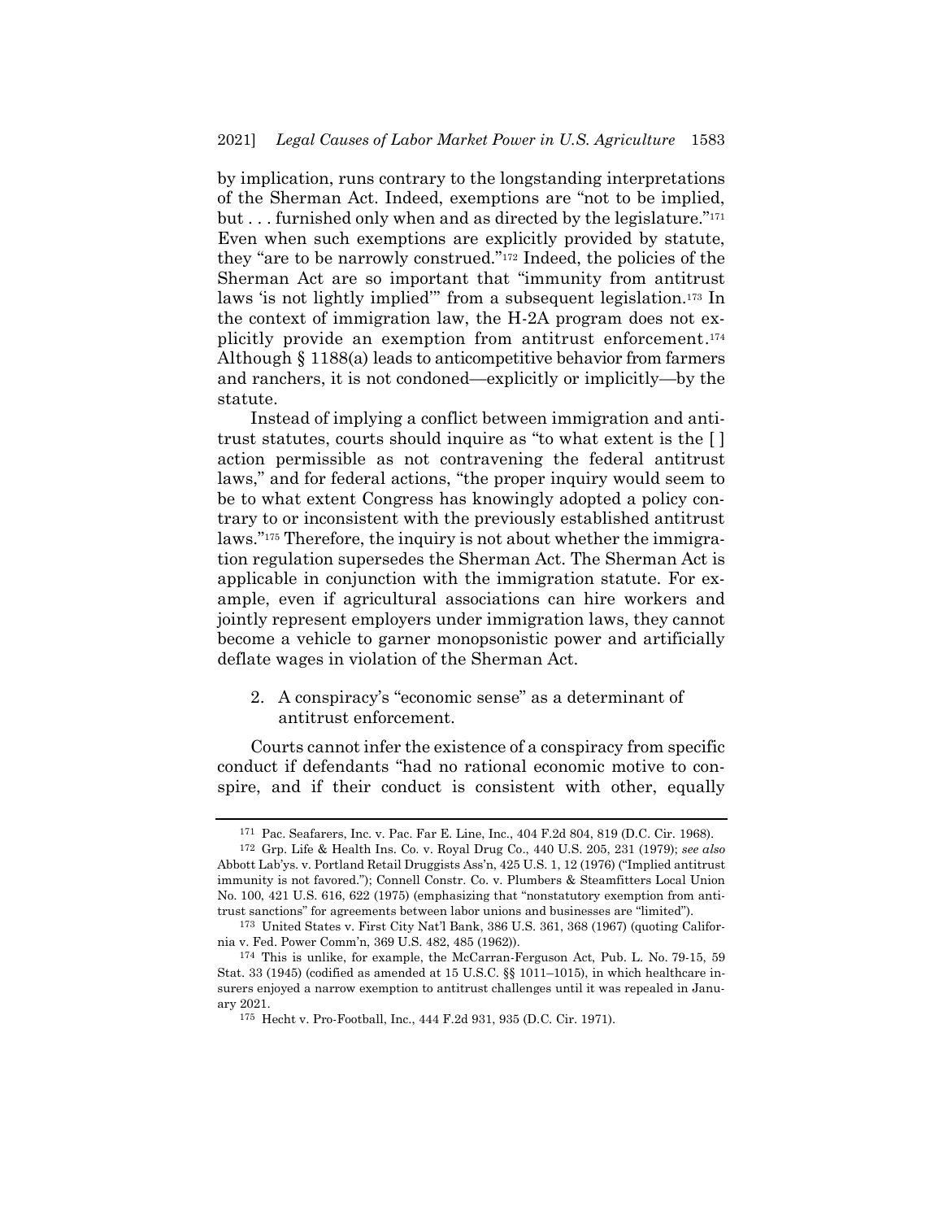by implication, runs contrary to the longstanding interpretations of the Sherman Act. Indeed, exemptions are "not to be implied, but . . . furnished only when and as directed by the legislature."[171] Even when such exemptions are explicitly provided by statute, they "are to be narrowly construed."[172] Indeed, the policies of the Sherman Act are so important that "immunity from antitrust laws 'is not lightly implied'" from a subsequent legislation.[173] In the context of immigration law, the H-2A program does not explicitly provide an exemption from antitrust enforcement.[174] Although § 1188(a) leads to anticompetitive behavior from farmers and ranchers, it is not condoned—explicitly or implicitly—by the statute.

Instead of implying a conflict between immigration and antitrust statutes, courts should inquire as "to what extent is the [ ] action permissible as not contravening the federal antitrust laws," and for federal actions, "the proper inquiry would seem to be to what extent Congress has knowingly adopted a policy contrary to or inconsistent with the previously established antitrust laws."[175] Therefore, the inquiry is not about whether the immigration regulation supersedes the Sherman Act. The Sherman Act is applicable in conjunction with the immigration statute. For example, even if agricultural associations can hire workers and jointly represent employers under immigration laws, they cannot become a vehicle to garner monopsonistic power and artificially deflate wages in violation of the Sherman Act.

2. A conspiracy's "economic sense" as a determinant of antitrust enforcement.

Courts cannot infer the existence of a conspiracy from specific conduct if defendants "had no rational economic motive to conspire, and if their conduct is consistent with other, equally

---

171 Pac. Seafarers, Inc. v. Pac. Far E. Line, Inc., 404 F.2d 804, 819 (D.C. Cir. 1968).

172 Grp. Life & Health Ins. Co. v. Royal Drug Co., 440 U.S. 205, 231 (1979); *see also* Abbott Lab'ys. v. Portland Retail Druggists Ass'n, 425 U.S. 1, 12 (1976) ("Implied antitrust immunity is not favored."); Connell Constr. Co. v. Plumbers & Steamfitters Local Union No. 100, 421 U.S. 616, 622 (1975) (emphasizing that "nonstatutory exemption from antitrust sanctions" for agreements between labor unions and businesses are "limited").

173 United States v. First City Nat'l Bank, 386 U.S. 361, 368 (1967) (quoting California v. Fed. Power Comm'n, 369 U.S. 482, 485 (1962)).

174 This is unlike, for example, the McCarran-Ferguson Act, Pub. L. No. 79-15, 59 Stat. 33 (1945) (codified as amended at 15 U.S.C. §§ 1011–1015), in which healthcare insurers enjoyed a narrow exemption to antitrust challenges until it was repealed in January 2021.

175 Hecht v. Pro-Football, Inc., 444 F.2d 931, 935 (D.C. Cir. 1971).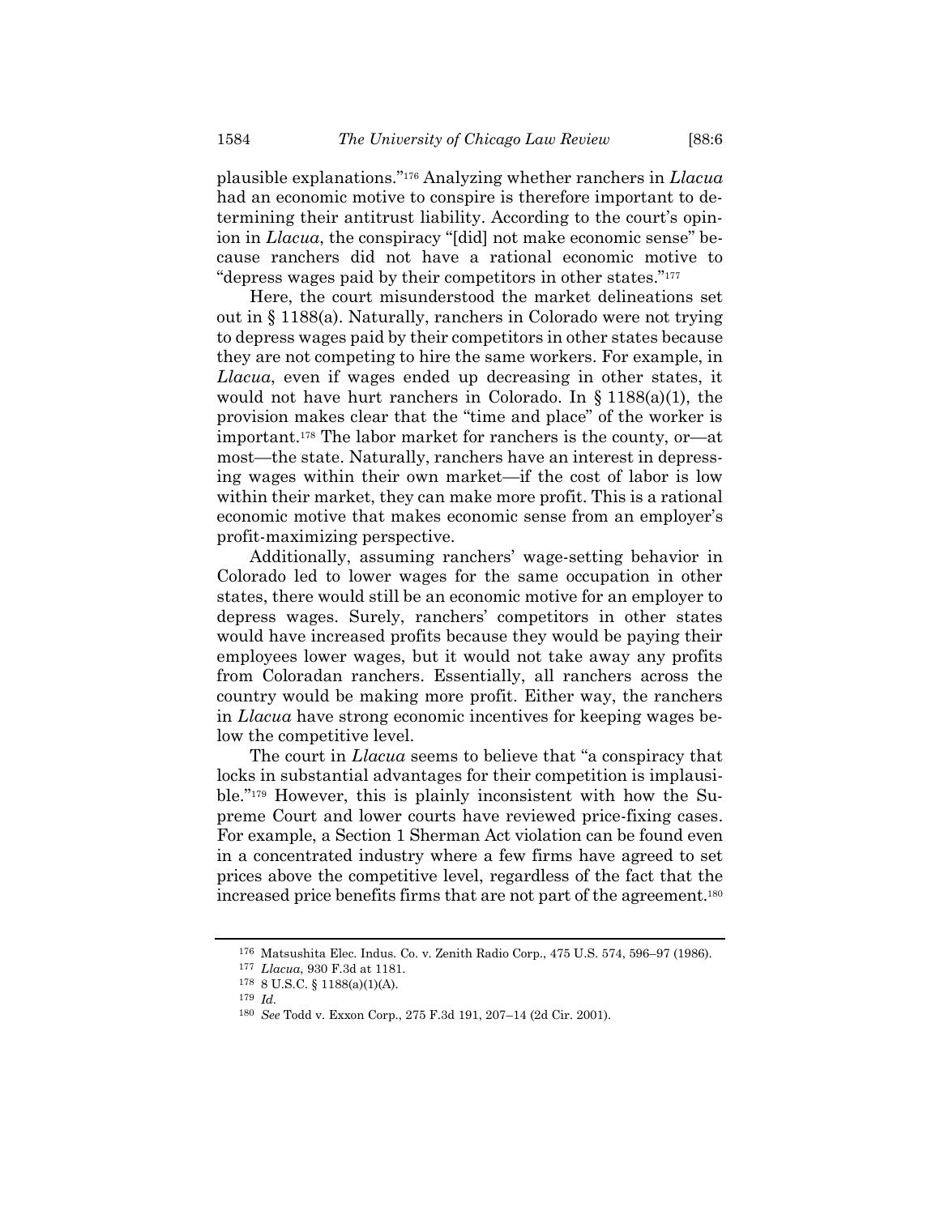plausible explanations."[176] Analyzing whether ranchers in *Llacua* had an economic motive to conspire is therefore important to determining their antitrust liability. According to the court's opinion in *Llacua*, the conspiracy "[did] not make economic sense" because ranchers did not have a rational economic motive to "depress wages paid by their competitors in other states."[177]

Here, the court misunderstood the market delineations set out in § 1188(a). Naturally, ranchers in Colorado were not trying to depress wages paid by their competitors in other states because they are not competing to hire the same workers. For example, in *Llacua*, even if wages ended up decreasing in other states, it would not have hurt ranchers in Colorado. In § 1188(a)(1), the provision makes clear that the "time and place" of the worker is important.[178] The labor market for ranchers is the county, or—at most—the state. Naturally, ranchers have an interest in depressing wages within their own market—if the cost of labor is low within their market, they can make more profit. This is a rational economic motive that makes economic sense from an employer's profit-maximizing perspective.

Additionally, assuming ranchers' wage-setting behavior in Colorado led to lower wages for the same occupation in other states, there would still be an economic motive for an employer to depress wages. Surely, ranchers' competitors in other states would have increased profits because they would be paying their employees lower wages, but it would not take away any profits from Coloradan ranchers. Essentially, all ranchers across the country would be making more profit. Either way, the ranchers in *Llacua* have strong economic incentives for keeping wages below the competitive level.

The court in *Llacua* seems to believe that "a conspiracy that locks in substantial advantages for their competition is implausible."[179] However, this is plainly inconsistent with how the Supreme Court and lower courts have reviewed price-fixing cases. For example, a Section 1 Sherman Act violation can be found even in a concentrated industry where a few firms have agreed to set prices above the competitive level, regardless of the fact that the increased price benefits firms that are not part of the agreement.[180]

---

[176] Matsushita Elec. Indus. Co. v. Zenith Radio Corp., 475 U.S. 574, 596–97 (1986).

[177] *Llacua*, 930 F.3d at 1181.

[178] 8 U.S.C. § 1188(a)(1)(A).

[179] *Id.*

[180] *See* Todd v. Exxon Corp., 275 F.3d 191, 207–14 (2d Cir. 2001).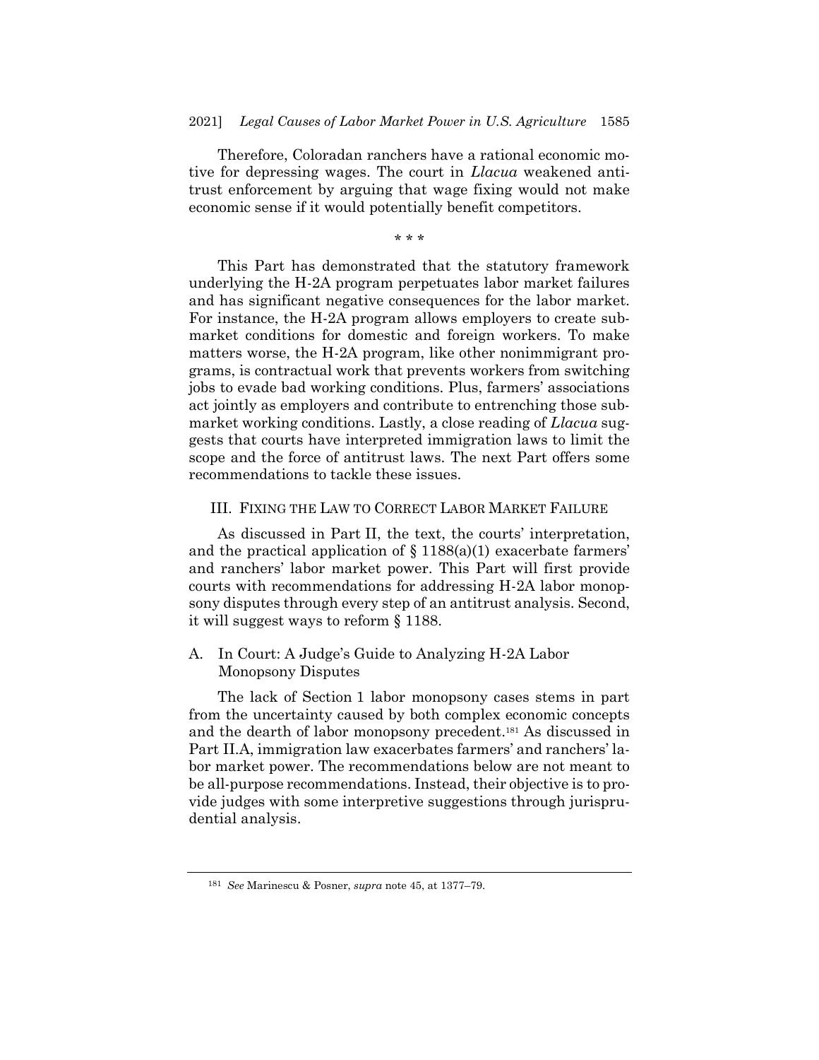Therefore, Coloradan ranchers have a rational economic motive for depressing wages. The court in *Llacua* weakened antitrust enforcement by arguing that wage fixing would not make economic sense if it would potentially benefit competitors.

\* \* \*

This Part has demonstrated that the statutory framework underlying the H-2A program perpetuates labor market failures and has significant negative consequences for the labor market. For instance, the H-2A program allows employers to create submarket conditions for domestic and foreign workers. To make matters worse, the H-2A program, like other nonimmigrant programs, is contractual work that prevents workers from switching jobs to evade bad working conditions. Plus, farmers' associations act jointly as employers and contribute to entrenching those submarket working conditions. Lastly, a close reading of *Llacua* suggests that courts have interpreted immigration laws to limit the scope and the force of antitrust laws. The next Part offers some recommendations to tackle these issues.

## III. FIXING THE LAW TO CORRECT LABOR MARKET FAILURE

As discussed in Part II, the text, the courts' interpretation, and the practical application of § 1188(a)(1) exacerbate farmers' and ranchers' labor market power. This Part will first provide courts with recommendations for addressing H-2A labor monopsony disputes through every step of an antitrust analysis. Second, it will suggest ways to reform § 1188.

### A. In Court: A Judge's Guide to Analyzing H-2A Labor Monopsony Disputes

The lack of Section 1 labor monopsony cases stems in part from the uncertainty caused by both complex economic concepts and the dearth of labor monopsony precedent.[181] As discussed in Part II.A, immigration law exacerbates farmers' and ranchers' labor market power. The recommendations below are not meant to be all-purpose recommendations. Instead, their objective is to provide judges with some interpretive suggestions through jurisprudential analysis.

[181] *See* Marinescu & Posner, *supra* note 45, at 1377–79.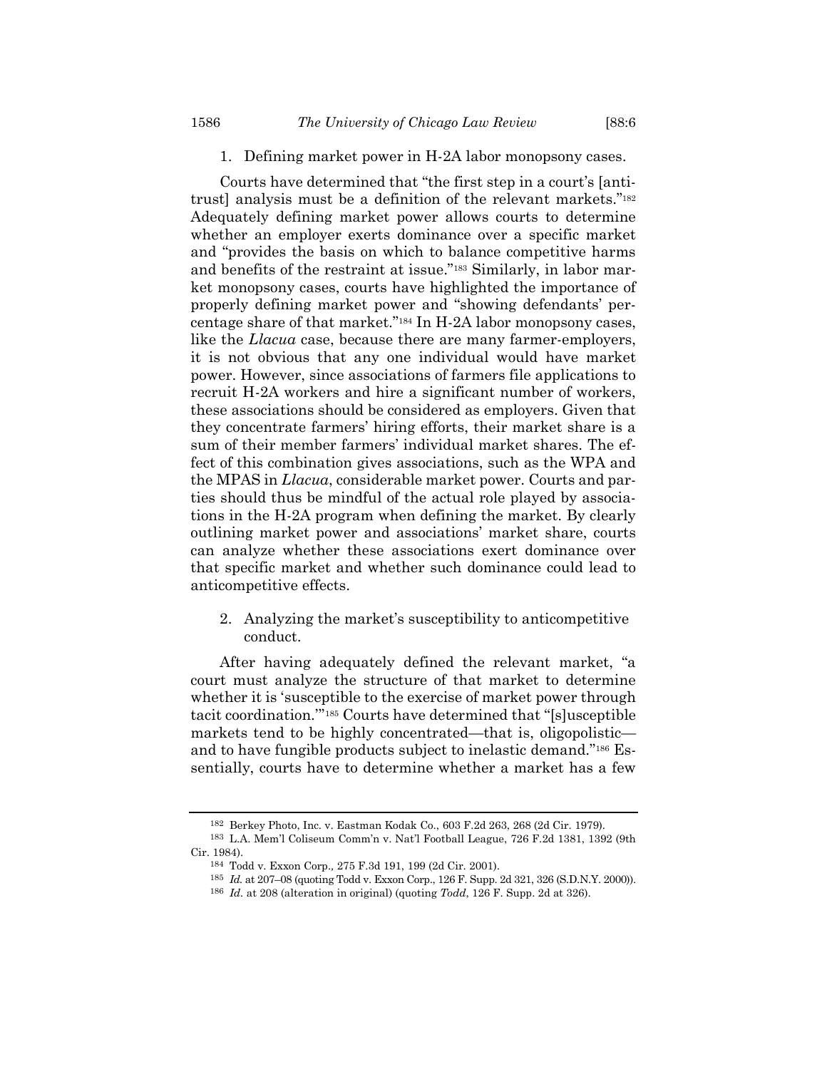### 1. Defining market power in H-2A labor monopsony cases.

Courts have determined that "the first step in a court's [antitrust] analysis must be a definition of the relevant markets."[182] Adequately defining market power allows courts to determine whether an employer exerts dominance over a specific market and "provides the basis on which to balance competitive harms and benefits of the restraint at issue."[183] Similarly, in labor market monopsony cases, courts have highlighted the importance of properly defining market power and "showing defendants' percentage share of that market."[184] In H-2A labor monopsony cases, like the *Llacua* case, because there are many farmer-employers, it is not obvious that any one individual would have market power. However, since associations of farmers file applications to recruit H-2A workers and hire a significant number of workers, these associations should be considered as employers. Given that they concentrate farmers' hiring efforts, their market share is a sum of their member farmers' individual market shares. The effect of this combination gives associations, such as the WPA and the MPAS in *Llacua*, considerable market power. Courts and parties should thus be mindful of the actual role played by associations in the H-2A program when defining the market. By clearly outlining market power and associations' market share, courts can analyze whether these associations exert dominance over that specific market and whether such dominance could lead to anticompetitive effects.

### 2. Analyzing the market's susceptibility to anticompetitive conduct.

After having adequately defined the relevant market, "a court must analyze the structure of that market to determine whether it is 'susceptible to the exercise of market power through tacit coordination.'"[185] Courts have determined that "[s]usceptible markets tend to be highly concentrated—that is, oligopolistic—and to have fungible products subject to inelastic demand."[186] Essentially, courts have to determine whether a market has a few

---

[182] Berkey Photo, Inc. v. Eastman Kodak Co., 603 F.2d 263, 268 (2d Cir. 1979).

[183] L.A. Mem'l Coliseum Comm'n v. Nat'l Football League, 726 F.2d 1381, 1392 (9th Cir. 1984).

[184] Todd v. Exxon Corp., 275 F.3d 191, 199 (2d Cir. 2001).

[185] *Id.* at 207–08 (quoting Todd v. Exxon Corp., 126 F. Supp. 2d 321, 326 (S.D.N.Y. 2000)).

[186] *Id.* at 208 (alteration in original) (quoting *Todd*, 126 F. Supp. 2d at 326).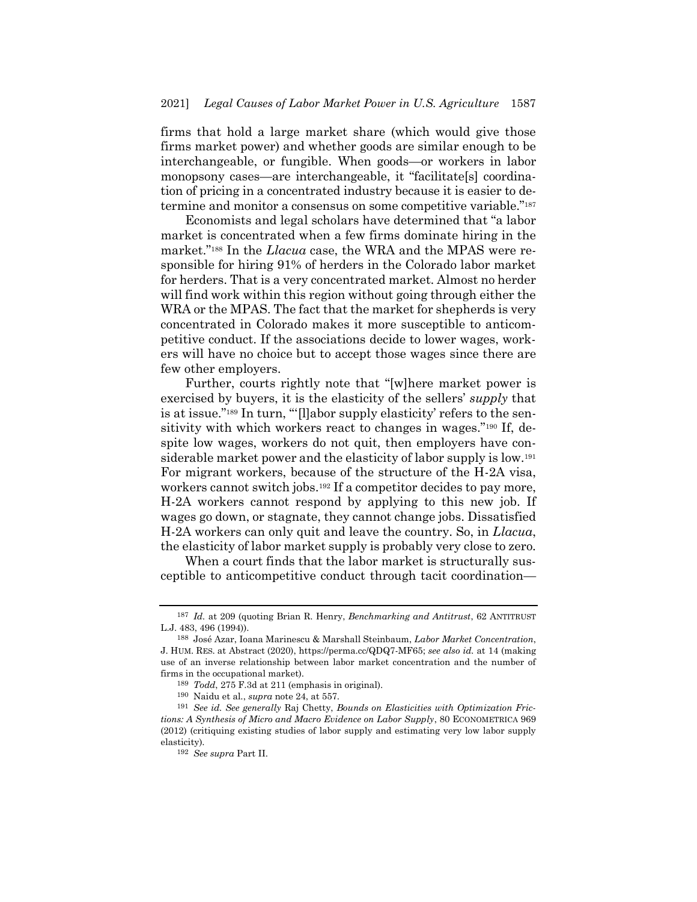firms that hold a large market share (which would give those firms market power) and whether goods are similar enough to be interchangeable, or fungible. When goods—or workers in labor monopsony cases—are interchangeable, it "facilitate[s] coordination of pricing in a concentrated industry because it is easier to determine and monitor a consensus on some competitive variable."[187]

Economists and legal scholars have determined that "a labor market is concentrated when a few firms dominate hiring in the market."[188] In the *Llacua* case, the WRA and the MPAS were responsible for hiring 91% of herders in the Colorado labor market for herders. That is a very concentrated market. Almost no herder will find work within this region without going through either the WRA or the MPAS. The fact that the market for shepherds is very concentrated in Colorado makes it more susceptible to anticompetitive conduct. If the associations decide to lower wages, workers will have no choice but to accept those wages since there are few other employers.

Further, courts rightly note that "[w]here market power is exercised by buyers, it is the elasticity of the sellers' *supply* that is at issue."[189] In turn, "'[l]abor supply elasticity' refers to the sensitivity with which workers react to changes in wages."[190] If, despite low wages, workers do not quit, then employers have considerable market power and the elasticity of labor supply is low.[191] For migrant workers, because of the structure of the H-2A visa, workers cannot switch jobs.[192] If a competitor decides to pay more, H-2A workers cannot respond by applying to this new job. If wages go down, or stagnate, they cannot change jobs. Dissatisfied H-2A workers can only quit and leave the country. So, in *Llacua*, the elasticity of labor market supply is probably very close to zero.

When a court finds that the labor market is structurally susceptible to anticompetitive conduct through tacit coordination—

---

[187] *Id.* at 209 (quoting Brian R. Henry, *Benchmarking and Antitrust*, 62 ANTITRUST L.J. 483, 496 (1994)).

[188] José Azar, Ioana Marinescu & Marshall Steinbaum, *Labor Market Concentration*, J. HUM. RES. at Abstract (2020), https://perma.cc/QDQ7-MF65; *see also id.* at 14 (making use of an inverse relationship between labor market concentration and the number of firms in the occupational market).

[189] *Todd*, 275 F.3d at 211 (emphasis in original).

[190] Naidu et al., *supra* note 24, at 557.

[191] *See id. See generally* Raj Chetty, *Bounds on Elasticities with Optimization Frictions: A Synthesis of Micro and Macro Evidence on Labor Supply*, 80 ECONOMETRICA 969 (2012) (critiquing existing studies of labor supply and estimating very low labor supply elasticity).

[192] *See supra* Part II.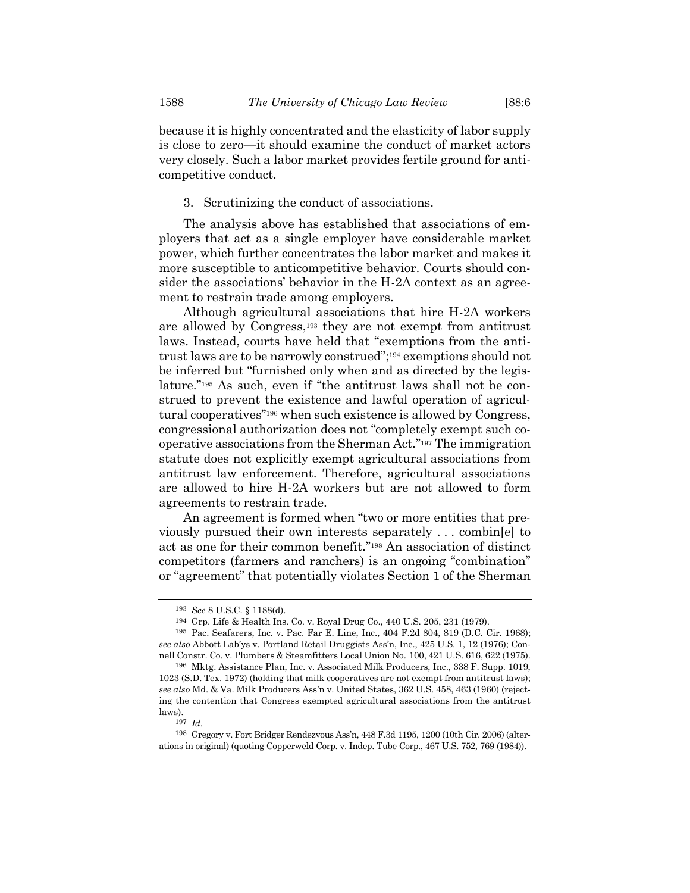because it is highly concentrated and the elasticity of labor supply is close to zero—it should examine the conduct of market actors very closely. Such a labor market provides fertile ground for anticompetitive conduct.

### 3. Scrutinizing the conduct of associations.

The analysis above has established that associations of employers that act as a single employer have considerable market power, which further concentrates the labor market and makes it more susceptible to anticompetitive behavior. Courts should consider the associations' behavior in the H-2A context as an agreement to restrain trade among employers.

Although agricultural associations that hire H-2A workers are allowed by Congress,[193] they are not exempt from antitrust laws. Instead, courts have held that "exemptions from the antitrust laws are to be narrowly construed";[194] exemptions should not be inferred but "furnished only when and as directed by the legislature."[195] As such, even if "the antitrust laws shall not be construed to prevent the existence and lawful operation of agricultural cooperatives"[196] when such existence is allowed by Congress, congressional authorization does not "completely exempt such cooperative associations from the Sherman Act."[197] The immigration statute does not explicitly exempt agricultural associations from antitrust law enforcement. Therefore, agricultural associations are allowed to hire H-2A workers but are not allowed to form agreements to restrain trade.

An agreement is formed when "two or more entities that previously pursued their own interests separately . . . combin[e] to act as one for their common benefit."[198] An association of distinct competitors (farmers and ranchers) is an ongoing "combination" or "agreement" that potentially violates Section 1 of the Sherman

---

[193] *See* 8 U.S.C. § 1188(d).

[194] Grp. Life & Health Ins. Co. v. Royal Drug Co., 440 U.S. 205, 231 (1979).

[195] Pac. Seafarers, Inc. v. Pac. Far E. Line, Inc., 404 F.2d 804, 819 (D.C. Cir. 1968); *see also* Abbott Lab'ys v. Portland Retail Druggists Ass'n, Inc., 425 U.S. 1, 12 (1976); Connell Constr. Co. v. Plumbers & Steamfitters Local Union No. 100, 421 U.S. 616, 622 (1975).

[196] Mktg. Assistance Plan, Inc. v. Associated Milk Producers, Inc., 338 F. Supp. 1019, 1023 (S.D. Tex. 1972) (holding that milk cooperatives are not exempt from antitrust laws); *see also* Md. & Va. Milk Producers Ass'n v. United States, 362 U.S. 458, 463 (1960) (rejecting the contention that Congress exempted agricultural associations from the antitrust laws).

[197] *Id.*

[198] Gregory v. Fort Bridger Rendezvous Ass'n, 448 F.3d 1195, 1200 (10th Cir. 2006) (alterations in original) (quoting Copperweld Corp. v. Indep. Tube Corp., 467 U.S. 752, 769 (1984)).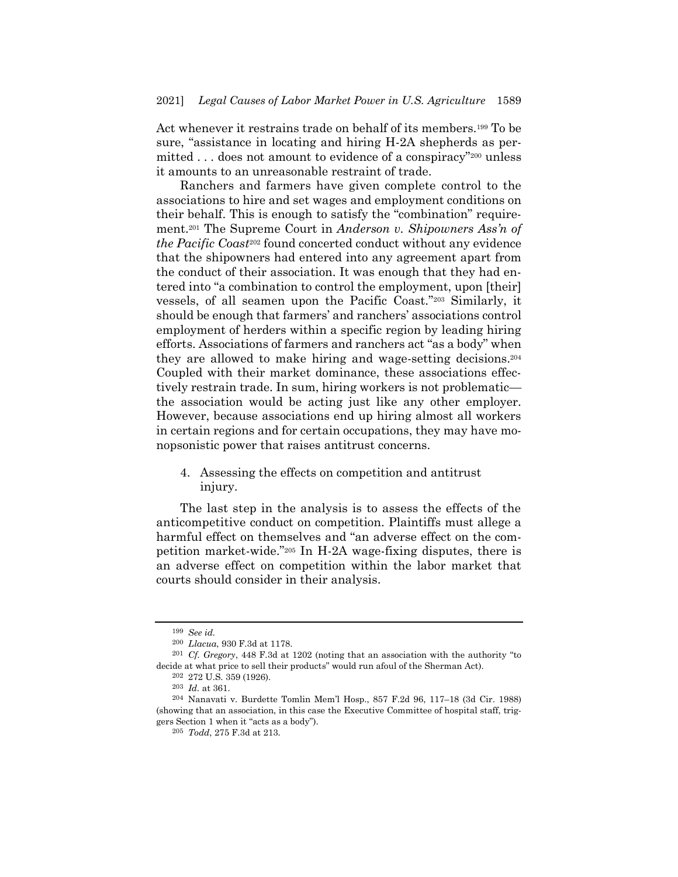Act whenever it restrains trade on behalf of its members.[199] To be sure, "assistance in locating and hiring H-2A shepherds as permitted . . . does not amount to evidence of a conspiracy"[200] unless it amounts to an unreasonable restraint of trade.

Ranchers and farmers have given complete control to the associations to hire and set wages and employment conditions on their behalf. This is enough to satisfy the "combination" requirement.[201] The Supreme Court in *Anderson v. Shipowners Ass'n of the Pacific Coast*[202] found concerted conduct without any evidence that the shipowners had entered into any agreement apart from the conduct of their association. It was enough that they had entered into "a combination to control the employment, upon [their] vessels, of all seamen upon the Pacific Coast."[203] Similarly, it should be enough that farmers' and ranchers' associations control employment of herders within a specific region by leading hiring efforts. Associations of farmers and ranchers act "as a body" when they are allowed to make hiring and wage-setting decisions.[204] Coupled with their market dominance, these associations effectively restrain trade. In sum, hiring workers is not problematic—the association would be acting just like any other employer. However, because associations end up hiring almost all workers in certain regions and for certain occupations, they may have monopsonistic power that raises antitrust concerns.

4. Assessing the effects on competition and antitrust injury.

The last step in the analysis is to assess the effects of the anticompetitive conduct on competition. Plaintiffs must allege a harmful effect on themselves and "an adverse effect on the competition market-wide."[205] In H-2A wage-fixing disputes, there is an adverse effect on competition within the labor market that courts should consider in their analysis.

---

[199] *See id.*

[200] *Llacua*, 930 F.3d at 1178.

[201] *Cf. Gregory*, 448 F.3d at 1202 (noting that an association with the authority "to decide at what price to sell their products" would run afoul of the Sherman Act).

[202] 272 U.S. 359 (1926).

[203] *Id.* at 361.

[204] Nanavati v. Burdette Tomlin Mem'l Hosp., 857 F.2d 96, 117–18 (3d Cir. 1988) (showing that an association, in this case the Executive Committee of hospital staff, triggers Section 1 when it "acts as a body").

[205] *Todd*, 275 F.3d at 213.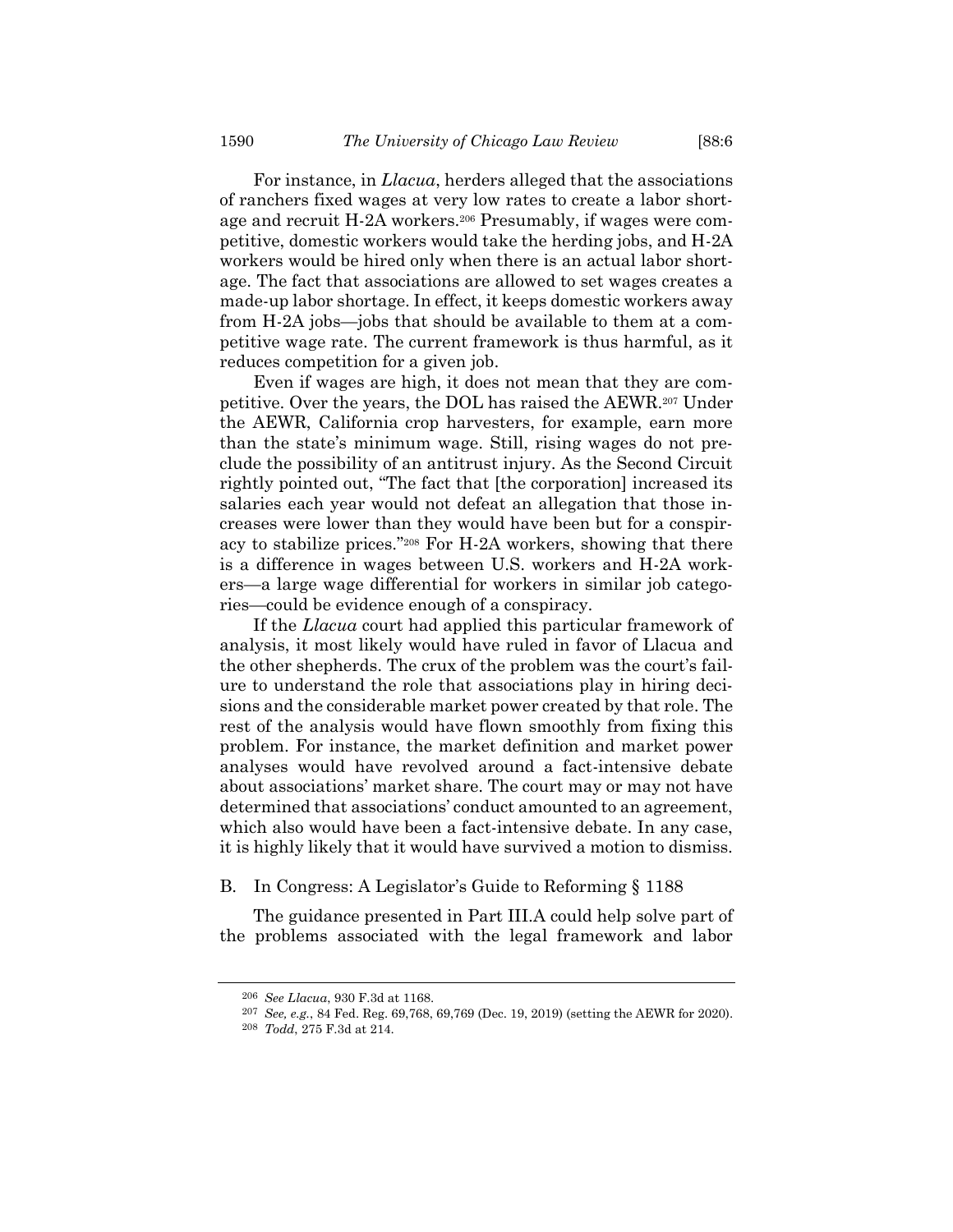For instance, in *Llacua*, herders alleged that the associations of ranchers fixed wages at very low rates to create a labor shortage and recruit H-2A workers.[206] Presumably, if wages were competitive, domestic workers would take the herding jobs, and H-2A workers would be hired only when there is an actual labor shortage. The fact that associations are allowed to set wages creates a made-up labor shortage. In effect, it keeps domestic workers away from H-2A jobs—jobs that should be available to them at a competitive wage rate. The current framework is thus harmful, as it reduces competition for a given job.

Even if wages are high, it does not mean that they are competitive. Over the years, the DOL has raised the AEWR.[207] Under the AEWR, California crop harvesters, for example, earn more than the state's minimum wage. Still, rising wages do not preclude the possibility of an antitrust injury. As the Second Circuit rightly pointed out, "The fact that [the corporation] increased its salaries each year would not defeat an allegation that those increases were lower than they would have been but for a conspiracy to stabilize prices."[208] For H-2A workers, showing that there is a difference in wages between U.S. workers and H-2A workers—a large wage differential for workers in similar job categories—could be evidence enough of a conspiracy.

If the *Llacua* court had applied this particular framework of analysis, it most likely would have ruled in favor of Llacua and the other shepherds. The crux of the problem was the court's failure to understand the role that associations play in hiring decisions and the considerable market power created by that role. The rest of the analysis would have flown smoothly from fixing this problem. For instance, the market definition and market power analyses would have revolved around a fact-intensive debate about associations' market share. The court may or may not have determined that associations' conduct amounted to an agreement, which also would have been a fact-intensive debate. In any case, it is highly likely that it would have survived a motion to dismiss.

## B. In Congress: A Legislator's Guide to Reforming § 1188

The guidance presented in Part III.A could help solve part of the problems associated with the legal framework and labor

---

[206] *See Llacua*, 930 F.3d at 1168.

[207] *See, e.g.*, 84 Fed. Reg. 69,768, 69,769 (Dec. 19, 2019) (setting the AEWR for 2020).

[208] *Todd*, 275 F.3d at 214.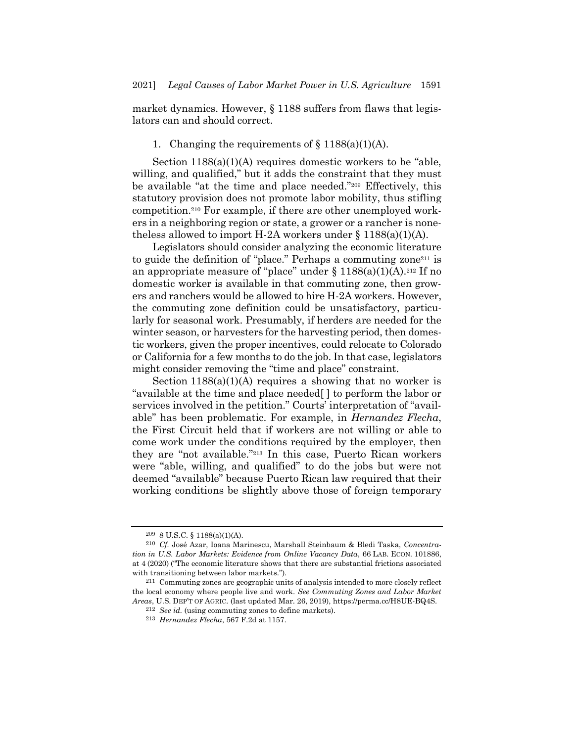market dynamics. However, § 1188 suffers from flaws that legislators can and should correct.

1. Changing the requirements of § 1188(a)(1)(A).

Section 1188(a)(1)(A) requires domestic workers to be "able, willing, and qualified," but it adds the constraint that they must be available "at the time and place needed."[209] Effectively, this statutory provision does not promote labor mobility, thus stifling competition.[210] For example, if there are other unemployed workers in a neighboring region or state, a grower or a rancher is nonetheless allowed to import H-2A workers under § 1188(a)(1)(A).

Legislators should consider analyzing the economic literature to guide the definition of "place." Perhaps a commuting zone[211] is an appropriate measure of "place" under § 1188(a)(1)(A).[212] If no domestic worker is available in that commuting zone, then growers and ranchers would be allowed to hire H-2A workers. However, the commuting zone definition could be unsatisfactory, particularly for seasonal work. Presumably, if herders are needed for the winter season, or harvesters for the harvesting period, then domestic workers, given the proper incentives, could relocate to Colorado or California for a few months to do the job. In that case, legislators might consider removing the "time and place" constraint.

Section 1188(a)(1)(A) requires a showing that no worker is "available at the time and place needed[ ] to perform the labor or services involved in the petition." Courts' interpretation of "available" has been problematic. For example, in *Hernandez Flecha*, the First Circuit held that if workers are not willing or able to come work under the conditions required by the employer, then they are "not available."[213] In this case, Puerto Rican workers were "able, willing, and qualified" to do the jobs but were not deemed "available" because Puerto Rican law required that their working conditions be slightly above those of foreign temporary

---

[209] 8 U.S.C. § 1188(a)(1)(A).

[210] *Cf.* José Azar, Ioana Marinescu, Marshall Steinbaum & Bledi Taska, *Concentration in U.S. Labor Markets: Evidence from Online Vacancy Data*, 66 LAB. ECON. 101886, at 4 (2020) ("The economic literature shows that there are substantial frictions associated with transitioning between labor markets.").

[211] Commuting zones are geographic units of analysis intended to more closely reflect the local economy where people live and work. *See Commuting Zones and Labor Market Areas*, U.S. DEP'T OF AGRIC. (last updated Mar. 26, 2019), https://perma.cc/H8UE-BQ4S.

[212] *See id.* (using commuting zones to define markets).

[213] *Hernandez Flecha*, 567 F.2d at 1157.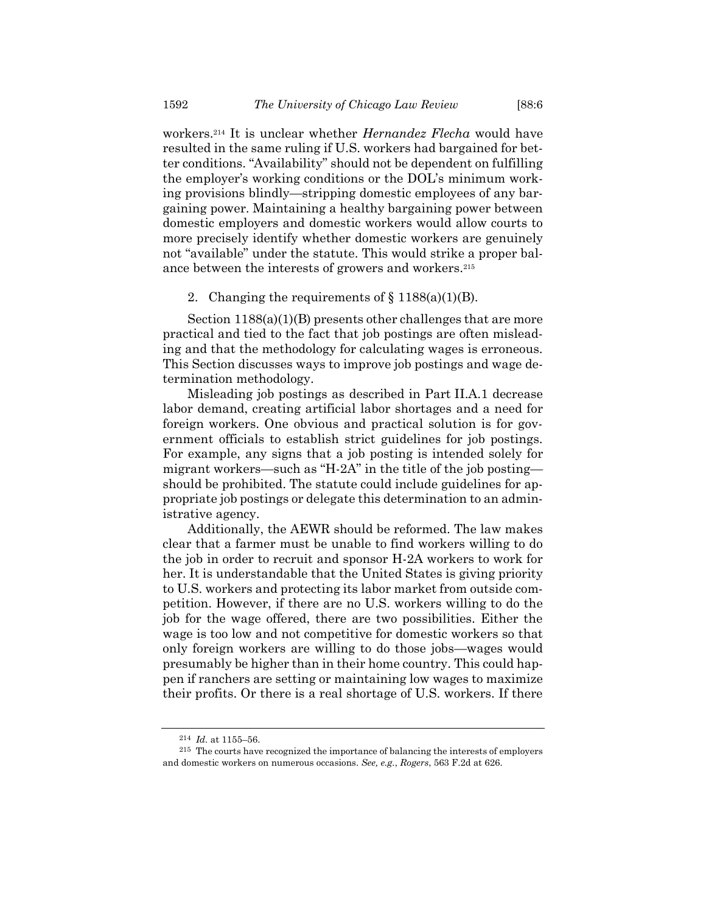workers.[214] It is unclear whether *Hernandez Flecha* would have resulted in the same ruling if U.S. workers had bargained for better conditions. "Availability" should not be dependent on fulfilling the employer's working conditions or the DOL's minimum working provisions blindly—stripping domestic employees of any bargaining power. Maintaining a healthy bargaining power between domestic employers and domestic workers would allow courts to more precisely identify whether domestic workers are genuinely not "available" under the statute. This would strike a proper balance between the interests of growers and workers.[215]

2. Changing the requirements of § 1188(a)(1)(B).

Section 1188(a)(1)(B) presents other challenges that are more practical and tied to the fact that job postings are often misleading and that the methodology for calculating wages is erroneous. This Section discusses ways to improve job postings and wage determination methodology.

Misleading job postings as described in Part II.A.1 decrease labor demand, creating artificial labor shortages and a need for foreign workers. One obvious and practical solution is for government officials to establish strict guidelines for job postings. For example, any signs that a job posting is intended solely for migrant workers—such as "H-2A" in the title of the job posting—should be prohibited. The statute could include guidelines for appropriate job postings or delegate this determination to an administrative agency.

Additionally, the AEWR should be reformed. The law makes clear that a farmer must be unable to find workers willing to do the job in order to recruit and sponsor H-2A workers to work for her. It is understandable that the United States is giving priority to U.S. workers and protecting its labor market from outside competition. However, if there are no U.S. workers willing to do the job for the wage offered, there are two possibilities. Either the wage is too low and not competitive for domestic workers so that only foreign workers are willing to do those jobs—wages would presumably be higher than in their home country. This could happen if ranchers are setting or maintaining low wages to maximize their profits. Or there is a real shortage of U.S. workers. If there

---

[214] *Id.* at 1155–56.

[215] The courts have recognized the importance of balancing the interests of employers and domestic workers on numerous occasions. *See, e.g.*, *Rogers*, 563 F.2d at 626.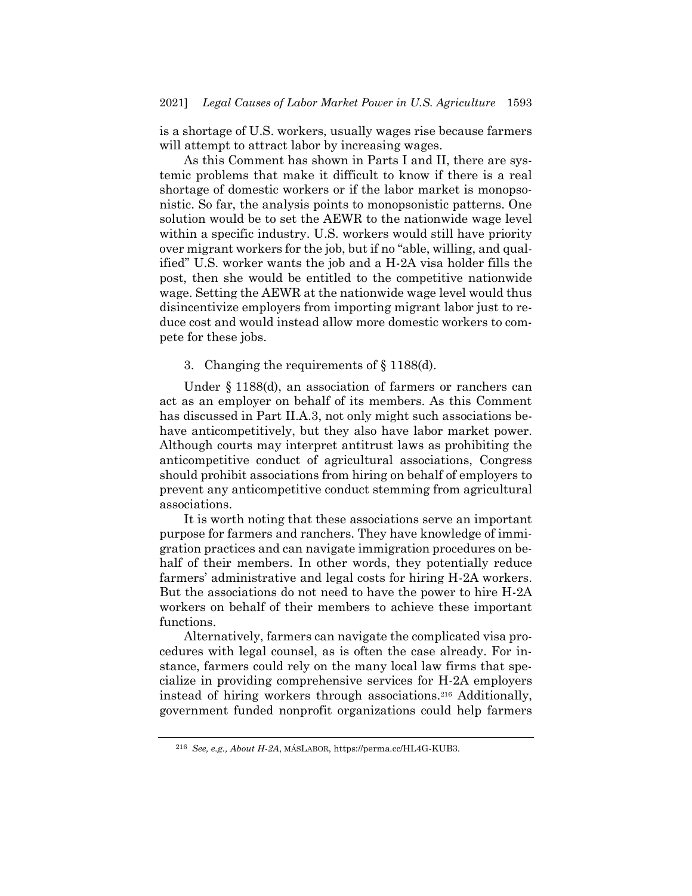is a shortage of U.S. workers, usually wages rise because farmers will attempt to attract labor by increasing wages.

As this Comment has shown in Parts I and II, there are systemic problems that make it difficult to know if there is a real shortage of domestic workers or if the labor market is monopsonistic. So far, the analysis points to monopsonistic patterns. One solution would be to set the AEWR to the nationwide wage level within a specific industry. U.S. workers would still have priority over migrant workers for the job, but if no "able, willing, and qualified" U.S. worker wants the job and a H-2A visa holder fills the post, then she would be entitled to the competitive nationwide wage. Setting the AEWR at the nationwide wage level would thus disincentivize employers from importing migrant labor just to reduce cost and would instead allow more domestic workers to compete for these jobs.

3. Changing the requirements of § 1188(d).

Under § 1188(d), an association of farmers or ranchers can act as an employer on behalf of its members. As this Comment has discussed in Part II.A.3, not only might such associations behave anticompetitively, but they also have labor market power. Although courts may interpret antitrust laws as prohibiting the anticompetitive conduct of agricultural associations, Congress should prohibit associations from hiring on behalf of employers to prevent any anticompetitive conduct stemming from agricultural associations.

It is worth noting that these associations serve an important purpose for farmers and ranchers. They have knowledge of immigration practices and can navigate immigration procedures on behalf of their members. In other words, they potentially reduce farmers' administrative and legal costs for hiring H-2A workers. But the associations do not need to have the power to hire H-2A workers on behalf of their members to achieve these important functions.

Alternatively, farmers can navigate the complicated visa procedures with legal counsel, as is often the case already. For instance, farmers could rely on the many local law firms that specialize in providing comprehensive services for H-2A employers instead of hiring workers through associations.[216] Additionally, government funded nonprofit organizations could help farmers

---

[216] *See, e.g.*, *About H-2A*, MÁSLABOR, https://perma.cc/HL4G-KUB3.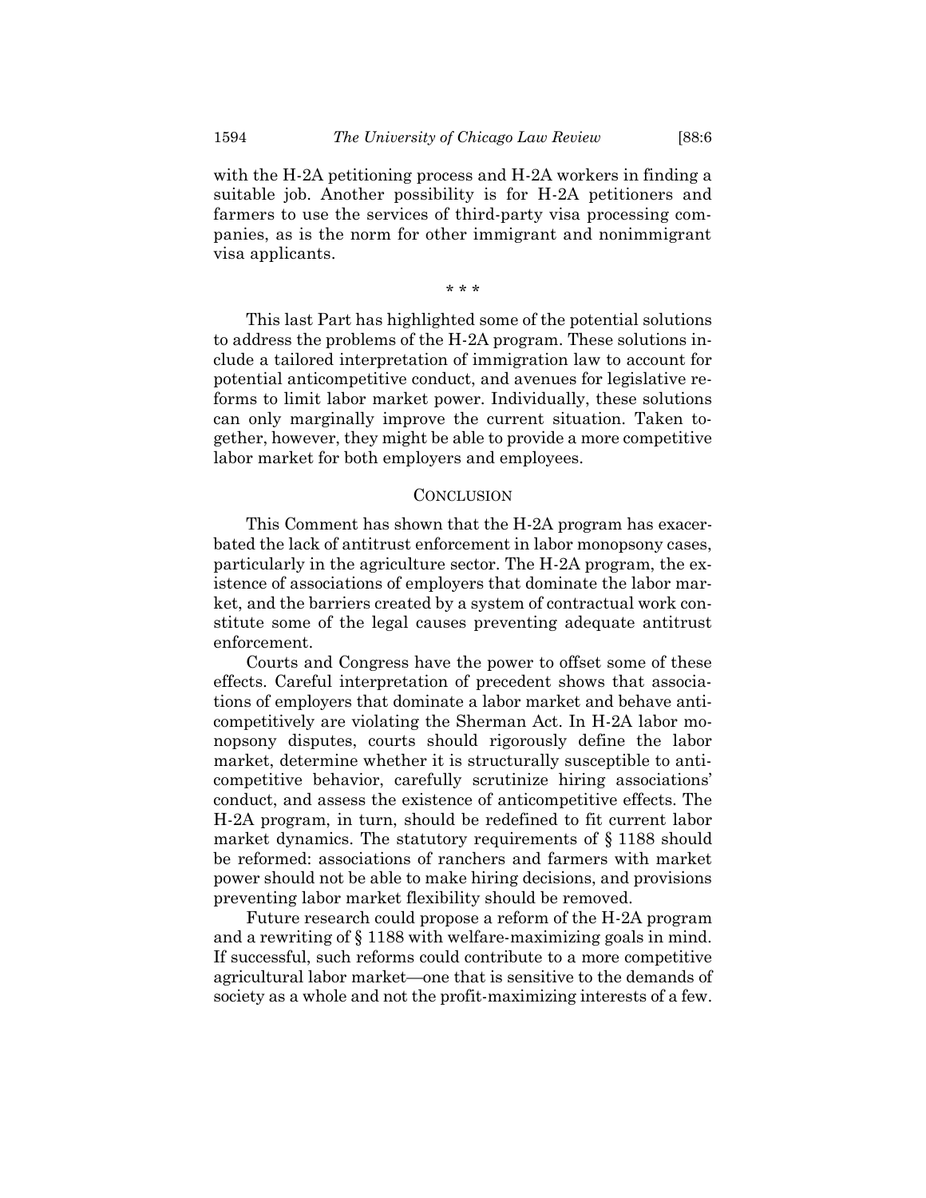with the H-2A petitioning process and H-2A workers in finding a suitable job. Another possibility is for H-2A petitioners and farmers to use the services of third-party visa processing companies, as is the norm for other immigrant and nonimmigrant visa applicants.

\* \* \*

This last Part has highlighted some of the potential solutions to address the problems of the H-2A program. These solutions include a tailored interpretation of immigration law to account for potential anticompetitive conduct, and avenues for legislative reforms to limit labor market power. Individually, these solutions can only marginally improve the current situation. Taken together, however, they might be able to provide a more competitive labor market for both employers and employees.

## CONCLUSION

This Comment has shown that the H-2A program has exacerbated the lack of antitrust enforcement in labor monopsony cases, particularly in the agriculture sector. The H-2A program, the existence of associations of employers that dominate the labor market, and the barriers created by a system of contractual work constitute some of the legal causes preventing adequate antitrust enforcement.

Courts and Congress have the power to offset some of these effects. Careful interpretation of precedent shows that associations of employers that dominate a labor market and behave anticompetitively are violating the Sherman Act. In H-2A labor monopsony disputes, courts should rigorously define the labor market, determine whether it is structurally susceptible to anticompetitive behavior, carefully scrutinize hiring associations' conduct, and assess the existence of anticompetitive effects. The H-2A program, in turn, should be redefined to fit current labor market dynamics. The statutory requirements of § 1188 should be reformed: associations of ranchers and farmers with market power should not be able to make hiring decisions, and provisions preventing labor market flexibility should be removed.

Future research could propose a reform of the H-2A program and a rewriting of § 1188 with welfare-maximizing goals in mind. If successful, such reforms could contribute to a more competitive agricultural labor market—one that is sensitive to the demands of society as a whole and not the profit-maximizing interests of a few.